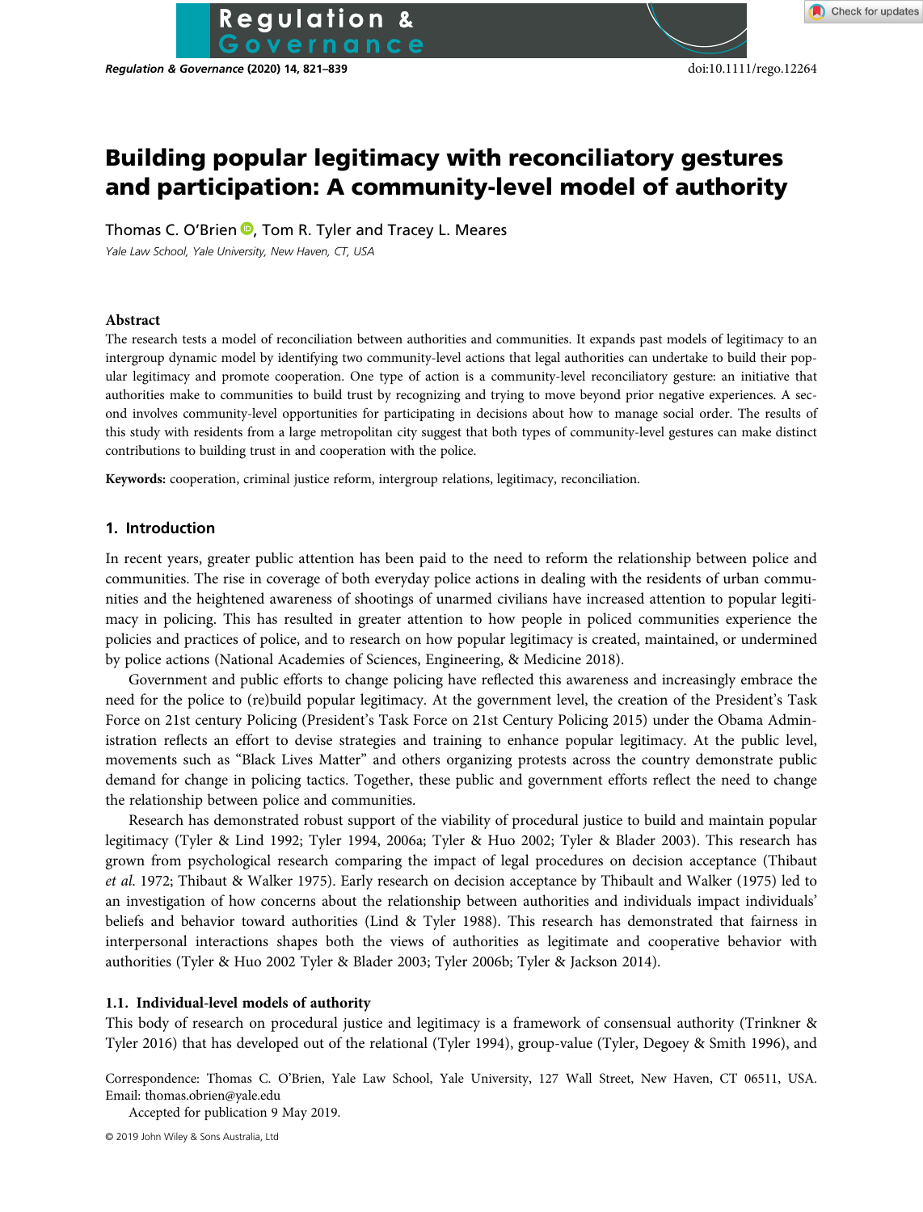# Building popular legitimacy with reconciliatory gestures and participation: A community-level model of authority

Thomas C. O'Brien, Tom R. Tyler and Tracey L. Meares

*Yale Law School, Yale University, New Haven, CT, USA*

## Abstract

The research tests a model of reconciliation between authorities and communities. It expands past models of legitimacy to an intergroup dynamic model by identifying two community-level actions that legal authorities can undertake to build their popular legitimacy and promote cooperation. One type of action is a community-level reconciliatory gesture: an initiative that authorities make to communities to build trust by recognizing and trying to move beyond prior negative experiences. A second involves community-level opportunities for participating in decisions about how to manage social order. The results of this study with residents from a large metropolitan city suggest that both types of community-level gestures can make distinct contributions to building trust in and cooperation with the police.

**Keywords:** cooperation, criminal justice reform, intergroup relations, legitimacy, reconciliation.

## 1. Introduction

In recent years, greater public attention has been paid to the need to reform the relationship between police and communities. The rise in coverage of both everyday police actions in dealing with the residents of urban communities and the heightened awareness of shootings of unarmed civilians have increased attention to popular legitimacy in policing. This has resulted in greater attention to how people in policed communities experience the policies and practices of police, and to research on how popular legitimacy is created, maintained, or undermined by police actions (National Academies of Sciences, Engineering, & Medicine 2018).

Government and public efforts to change policing have reflected this awareness and increasingly embrace the need for the police to (re)build popular legitimacy. At the government level, the creation of the President's Task Force on 21st century Policing (President's Task Force on 21st Century Policing 2015) under the Obama Administration reflects an effort to devise strategies and training to enhance popular legitimacy. At the public level, movements such as "Black Lives Matter" and others organizing protests across the country demonstrate public demand for change in policing tactics. Together, these public and government efforts reflect the need to change the relationship between police and communities.

Research has demonstrated robust support of the viability of procedural justice to build and maintain popular legitimacy (Tyler & Lind 1992; Tyler 1994, 2006a; Tyler & Huo 2002; Tyler & Blader 2003). This research has grown from psychological research comparing the impact of legal procedures on decision acceptance (Thibaut *et al.* 1972; Thibaut & Walker 1975). Early research on decision acceptance by Thibault and Walker (1975) led to an investigation of how concerns about the relationship between authorities and individuals impact individuals' beliefs and behavior toward authorities (Lind & Tyler 1988). This research has demonstrated that fairness in interpersonal interactions shapes both the views of authorities as legitimate and cooperative behavior with authorities (Tyler & Huo 2002 Tyler & Blader 2003; Tyler 2006b; Tyler & Jackson 2014).

### 1.1. Individual-level models of authority

This body of research on procedural justice and legitimacy is a framework of consensual authority (Trinkner & Tyler 2016) that has developed out of the relational (Tyler 1994), group-value (Tyler, Degoey & Smith 1996), and

Correspondence: Thomas C. O'Brien, Yale Law School, Yale University, 127 Wall Street, New Haven, CT 06511, USA. Email: thomas.obrien@yale.edu

Accepted for publication 9 May 2019.

© 2019 John Wiley & Sons Australia, Ltd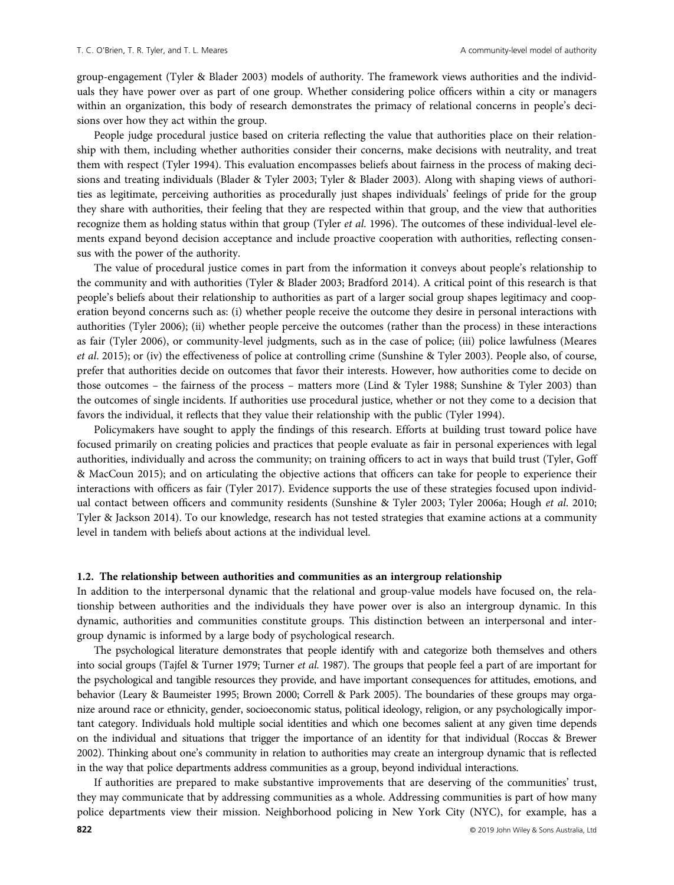group-engagement (Tyler & Blader 2003) models of authority. The framework views authorities and the individuals they have power over as part of one group. Whether considering police officers within a city or managers within an organization, this body of research demonstrates the primacy of relational concerns in people's decisions over how they act within the group.

People judge procedural justice based on criteria reflecting the value that authorities place on their relationship with them, including whether authorities consider their concerns, make decisions with neutrality, and treat them with respect (Tyler 1994). This evaluation encompasses beliefs about fairness in the process of making decisions and treating individuals (Blader & Tyler 2003; Tyler & Blader 2003). Along with shaping views of authorities as legitimate, perceiving authorities as procedurally just shapes individuals' feelings of pride for the group they share with authorities, their feeling that they are respected within that group, and the view that authorities recognize them as holding status within that group (Tyler *et al*. 1996). The outcomes of these individual-level elements expand beyond decision acceptance and include proactive cooperation with authorities, reflecting consensus with the power of the authority.

The value of procedural justice comes in part from the information it conveys about people's relationship to the community and with authorities (Tyler & Blader 2003; Bradford 2014). A critical point of this research is that people's beliefs about their relationship to authorities as part of a larger social group shapes legitimacy and cooperation beyond concerns such as: (i) whether people receive the outcome they desire in personal interactions with authorities (Tyler 2006); (ii) whether people perceive the outcomes (rather than the process) in these interactions as fair (Tyler 2006), or community-level judgments, such as in the case of police; (iii) police lawfulness (Meares *et al*. 2015); or (iv) the effectiveness of police at controlling crime (Sunshine & Tyler 2003). People also, of course, prefer that authorities decide on outcomes that favor their interests. However, how authorities come to decide on those outcomes – the fairness of the process – matters more (Lind & Tyler 1988; Sunshine & Tyler 2003) than the outcomes of single incidents. If authorities use procedural justice, whether or not they come to a decision that favors the individual, it reflects that they value their relationship with the public (Tyler 1994).

Policymakers have sought to apply the findings of this research. Efforts at building trust toward police have focused primarily on creating policies and practices that people evaluate as fair in personal experiences with legal authorities, individually and across the community; on training officers to act in ways that build trust (Tyler, Goff & MacCoun 2015); and on articulating the objective actions that officers can take for people to experience their interactions with officers as fair (Tyler 2017). Evidence supports the use of these strategies focused upon individual contact between officers and community residents (Sunshine & Tyler 2003; Tyler 2006a; Hough *et al*. 2010; Tyler & Jackson 2014). To our knowledge, research has not tested strategies that examine actions at a community level in tandem with beliefs about actions at the individual level.

### 1.2. The relationship between authorities and communities as an intergroup relationship

In addition to the interpersonal dynamic that the relational and group-value models have focused on, the relationship between authorities and the individuals they have power over is also an intergroup dynamic. In this dynamic, authorities and communities constitute groups. This distinction between an interpersonal and intergroup dynamic is informed by a large body of psychological research.

The psychological literature demonstrates that people identify with and categorize both themselves and others into social groups (Tajfel & Turner 1979; Turner *et al*. 1987). The groups that people feel a part of are important for the psychological and tangible resources they provide, and have important consequences for attitudes, emotions, and behavior (Leary & Baumeister 1995; Brown 2000; Correll & Park 2005). The boundaries of these groups may organize around race or ethnicity, gender, socioeconomic status, political ideology, religion, or any psychologically important category. Individuals hold multiple social identities and which one becomes salient at any given time depends on the individual and situations that trigger the importance of an identity for that individual (Roccas & Brewer 2002). Thinking about one's community in relation to authorities may create an intergroup dynamic that is reflected in the way that police departments address communities as a group, beyond individual interactions.

If authorities are prepared to make substantive improvements that are deserving of the communities' trust, they may communicate that by addressing communities as a whole. Addressing communities is part of how many police departments view their mission. Neighborhood policing in New York City (NYC), for example, has a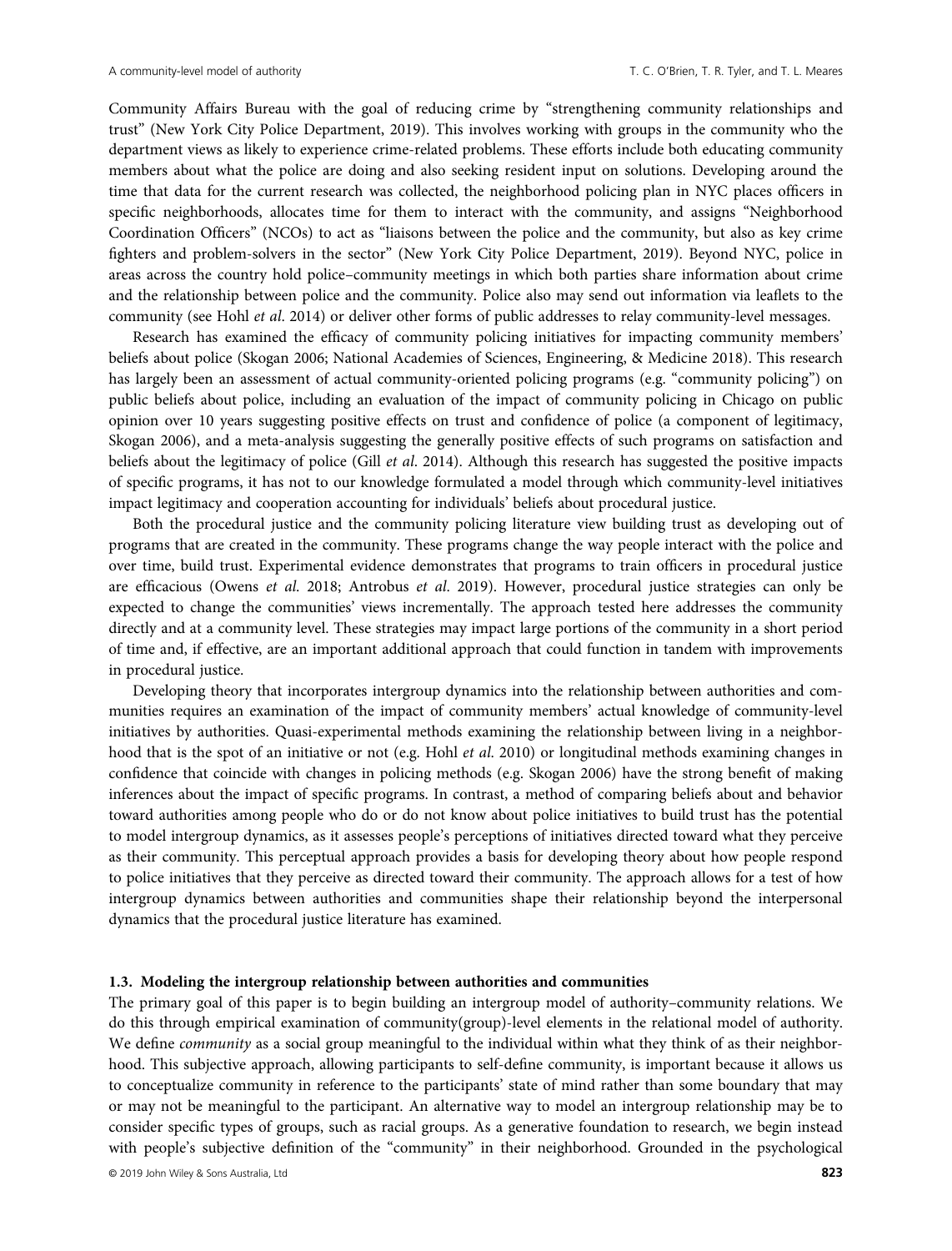Community Affairs Bureau with the goal of reducing crime by "strengthening community relationships and trust" (New York City Police Department, 2019). This involves working with groups in the community who the department views as likely to experience crime-related problems. These efforts include both educating community members about what the police are doing and also seeking resident input on solutions. Developing around the time that data for the current research was collected, the neighborhood policing plan in NYC places officers in specific neighborhoods, allocates time for them to interact with the community, and assigns "Neighborhood Coordination Officers" (NCOs) to act as "liaisons between the police and the community, but also as key crime fighters and problem-solvers in the sector" (New York City Police Department, 2019). Beyond NYC, police in areas across the country hold police–community meetings in which both parties share information about crime and the relationship between police and the community. Police also may send out information via leaflets to the community (see Hohl *et al*. 2014) or deliver other forms of public addresses to relay community-level messages.

Research has examined the efficacy of community policing initiatives for impacting community members' beliefs about police (Skogan 2006; National Academies of Sciences, Engineering, & Medicine 2018). This research has largely been an assessment of actual community-oriented policing programs (e.g. "community policing") on public beliefs about police, including an evaluation of the impact of community policing in Chicago on public opinion over 10 years suggesting positive effects on trust and confidence of police (a component of legitimacy, Skogan 2006), and a meta-analysis suggesting the generally positive effects of such programs on satisfaction and beliefs about the legitimacy of police (Gill *et al*. 2014). Although this research has suggested the positive impacts of specific programs, it has not to our knowledge formulated a model through which community-level initiatives impact legitimacy and cooperation accounting for individuals' beliefs about procedural justice.

Both the procedural justice and the community policing literature view building trust as developing out of programs that are created in the community. These programs change the way people interact with the police and over time, build trust. Experimental evidence demonstrates that programs to train officers in procedural justice are efficacious (Owens *et al*. 2018; Antrobus *et al*. 2019). However, procedural justice strategies can only be expected to change the communities' views incrementally. The approach tested here addresses the community directly and at a community level. These strategies may impact large portions of the community in a short period of time and, if effective, are an important additional approach that could function in tandem with improvements in procedural justice.

Developing theory that incorporates intergroup dynamics into the relationship between authorities and communities requires an examination of the impact of community members' actual knowledge of community-level initiatives by authorities. Quasi-experimental methods examining the relationship between living in a neighborhood that is the spot of an initiative or not (e.g. Hohl *et al*. 2010) or longitudinal methods examining changes in confidence that coincide with changes in policing methods (e.g. Skogan 2006) have the strong benefit of making inferences about the impact of specific programs. In contrast, a method of comparing beliefs about and behavior toward authorities among people who do or do not know about police initiatives to build trust has the potential to model intergroup dynamics, as it assesses people's perceptions of initiatives directed toward what they perceive as their community. This perceptual approach provides a basis for developing theory about how people respond to police initiatives that they perceive as directed toward their community. The approach allows for a test of how intergroup dynamics between authorities and communities shape their relationship beyond the interpersonal dynamics that the procedural justice literature has examined.

### 1.3. Modeling the intergroup relationship between authorities and communities

The primary goal of this paper is to begin building an intergroup model of authority–community relations. We do this through empirical examination of community(group)-level elements in the relational model of authority. We define *community* as a social group meaningful to the individual within what they think of as their neighborhood. This subjective approach, allowing participants to self-define community, is important because it allows us to conceptualize community in reference to the participants' state of mind rather than some boundary that may or may not be meaningful to the participant. An alternative way to model an intergroup relationship may be to consider specific types of groups, such as racial groups. As a generative foundation to research, we begin instead with people's subjective definition of the "community" in their neighborhood. Grounded in the psychological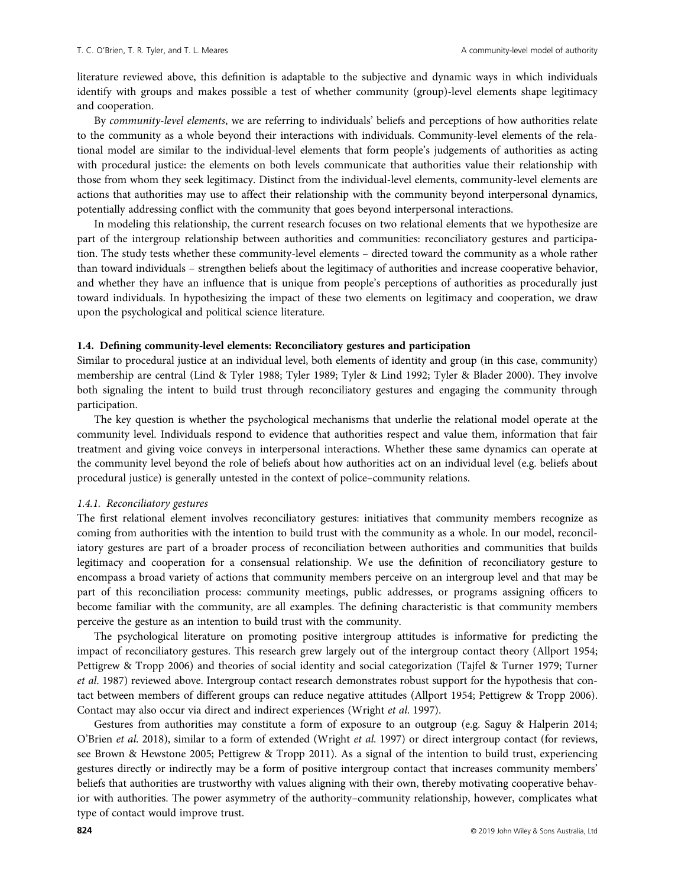literature reviewed above, this definition is adaptable to the subjective and dynamic ways in which individuals identify with groups and makes possible a test of whether community (group)-level elements shape legitimacy and cooperation.

By *community-level elements*, we are referring to individuals' beliefs and perceptions of how authorities relate to the community as a whole beyond their interactions with individuals. Community-level elements of the relational model are similar to the individual-level elements that form people's judgements of authorities as acting with procedural justice: the elements on both levels communicate that authorities value their relationship with those from whom they seek legitimacy. Distinct from the individual-level elements, community-level elements are actions that authorities may use to affect their relationship with the community beyond interpersonal dynamics, potentially addressing conflict with the community that goes beyond interpersonal interactions.

In modeling this relationship, the current research focuses on two relational elements that we hypothesize are part of the intergroup relationship between authorities and communities: reconciliatory gestures and participation. The study tests whether these community-level elements – directed toward the community as a whole rather than toward individuals – strengthen beliefs about the legitimacy of authorities and increase cooperative behavior, and whether they have an influence that is unique from people's perceptions of authorities as procedurally just toward individuals. In hypothesizing the impact of these two elements on legitimacy and cooperation, we draw upon the psychological and political science literature.

### 1.4. Defining community-level elements: Reconciliatory gestures and participation

Similar to procedural justice at an individual level, both elements of identity and group (in this case, community) membership are central (Lind & Tyler 1988; Tyler 1989; Tyler & Lind 1992; Tyler & Blader 2000). They involve both signaling the intent to build trust through reconciliatory gestures and engaging the community through participation.

The key question is whether the psychological mechanisms that underlie the relational model operate at the community level. Individuals respond to evidence that authorities respect and value them, information that fair treatment and giving voice conveys in interpersonal interactions. Whether these same dynamics can operate at the community level beyond the role of beliefs about how authorities act on an individual level (e.g. beliefs about procedural justice) is generally untested in the context of police–community relations.

#### *1.4.1. Reconciliatory gestures*

The first relational element involves reconciliatory gestures: initiatives that community members recognize as coming from authorities with the intention to build trust with the community as a whole. In our model, reconciliatory gestures are part of a broader process of reconciliation between authorities and communities that builds legitimacy and cooperation for a consensual relationship. We use the definition of reconciliatory gesture to encompass a broad variety of actions that community members perceive on an intergroup level and that may be part of this reconciliation process: community meetings, public addresses, or programs assigning officers to become familiar with the community, are all examples. The defining characteristic is that community members perceive the gesture as an intention to build trust with the community.

The psychological literature on promoting positive intergroup attitudes is informative for predicting the impact of reconciliatory gestures. This research grew largely out of the intergroup contact theory (Allport 1954; Pettigrew & Tropp 2006) and theories of social identity and social categorization (Tajfel & Turner 1979; Turner *et al*. 1987) reviewed above. Intergroup contact research demonstrates robust support for the hypothesis that contact between members of different groups can reduce negative attitudes (Allport 1954; Pettigrew & Tropp 2006). Contact may also occur via direct and indirect experiences (Wright *et al*. 1997).

Gestures from authorities may constitute a form of exposure to an outgroup (e.g. Saguy & Halperin 2014; O'Brien *et al*. 2018), similar to a form of extended (Wright *et al*. 1997) or direct intergroup contact (for reviews, see Brown & Hewstone 2005; Pettigrew & Tropp 2011). As a signal of the intention to build trust, experiencing gestures directly or indirectly may be a form of positive intergroup contact that increases community members' beliefs that authorities are trustworthy with values aligning with their own, thereby motivating cooperative behavior with authorities. The power asymmetry of the authority–community relationship, however, complicates what type of contact would improve trust.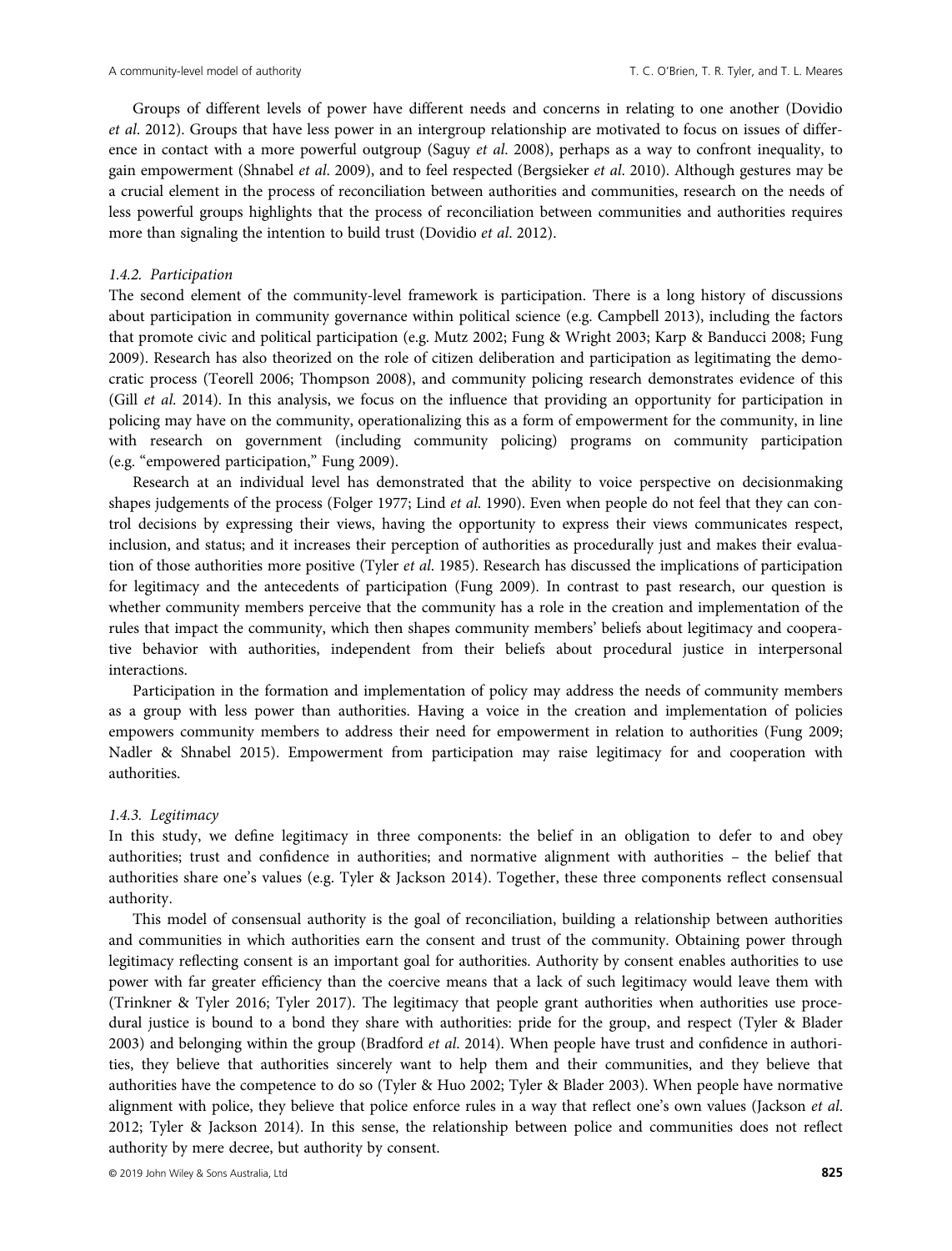Groups of different levels of power have different needs and concerns in relating to one another (Dovidio *et al*. 2012). Groups that have less power in an intergroup relationship are motivated to focus on issues of difference in contact with a more powerful outgroup (Saguy *et al*. 2008), perhaps as a way to confront inequality, to gain empowerment (Shnabel *et al*. 2009), and to feel respected (Bergsieker *et al*. 2010). Although gestures may be a crucial element in the process of reconciliation between authorities and communities, research on the needs of less powerful groups highlights that the process of reconciliation between communities and authorities requires more than signaling the intention to build trust (Dovidio *et al*. 2012).

### *1.4.2. Participation*

The second element of the community-level framework is participation. There is a long history of discussions about participation in community governance within political science (e.g. Campbell 2013), including the factors that promote civic and political participation (e.g. Mutz 2002; Fung & Wright 2003; Karp & Banducci 2008; Fung 2009). Research has also theorized on the role of citizen deliberation and participation as legitimating the democratic process (Teorell 2006; Thompson 2008), and community policing research demonstrates evidence of this (Gill *et al*. 2014). In this analysis, we focus on the influence that providing an opportunity for participation in policing may have on the community, operationalizing this as a form of empowerment for the community, in line with research on government (including community policing) programs on community participation (e.g. "empowered participation," Fung 2009).

Research at an individual level has demonstrated that the ability to voice perspective on decisionmaking shapes judgements of the process (Folger 1977; Lind *et al*. 1990). Even when people do not feel that they can control decisions by expressing their views, having the opportunity to express their views communicates respect, inclusion, and status; and it increases their perception of authorities as procedurally just and makes their evaluation of those authorities more positive (Tyler *et al*. 1985). Research has discussed the implications of participation for legitimacy and the antecedents of participation (Fung 2009). In contrast to past research, our question is whether community members perceive that the community has a role in the creation and implementation of the rules that impact the community, which then shapes community members' beliefs about legitimacy and cooperative behavior with authorities, independent from their beliefs about procedural justice in interpersonal interactions.

Participation in the formation and implementation of policy may address the needs of community members as a group with less power than authorities. Having a voice in the creation and implementation of policies empowers community members to address their need for empowerment in relation to authorities (Fung 2009; Nadler & Shnabel 2015). Empowerment from participation may raise legitimacy for and cooperation with authorities.

### *1.4.3. Legitimacy*

In this study, we define legitimacy in three components: the belief in an obligation to defer to and obey authorities; trust and confidence in authorities; and normative alignment with authorities – the belief that authorities share one's values (e.g. Tyler & Jackson 2014). Together, these three components reflect consensual authority.

This model of consensual authority is the goal of reconciliation, building a relationship between authorities and communities in which authorities earn the consent and trust of the community. Obtaining power through legitimacy reflecting consent is an important goal for authorities. Authority by consent enables authorities to use power with far greater efficiency than the coercive means that a lack of such legitimacy would leave them with (Trinkner & Tyler 2016; Tyler 2017). The legitimacy that people grant authorities when authorities use procedural justice is bound to a bond they share with authorities: pride for the group, and respect (Tyler & Blader 2003) and belonging within the group (Bradford *et al*. 2014). When people have trust and confidence in authorities, they believe that authorities sincerely want to help them and their communities, and they believe that authorities have the competence to do so (Tyler & Huo 2002; Tyler & Blader 2003). When people have normative alignment with police, they believe that police enforce rules in a way that reflect one's own values (Jackson *et al*. 2012; Tyler & Jackson 2014). In this sense, the relationship between police and communities does not reflect authority by mere decree, but authority by consent.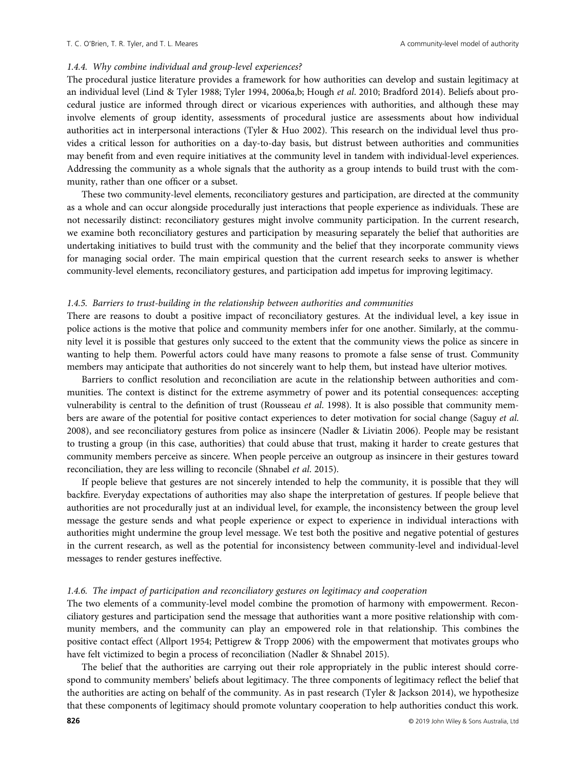#### 1.4.4. Why combine individual and group-level experiences?

The procedural justice literature provides a framework for how authorities can develop and sustain legitimacy at an individual level (Lind & Tyler 1988; Tyler 1994, 2006a,b; Hough *et al.* 2010; Bradford 2014). Beliefs about procedural justice are informed through direct or vicarious experiences with authorities, and although these may involve elements of group identity, assessments of procedural justice are assessments about how individual authorities act in interpersonal interactions (Tyler & Huo 2002). This research on the individual level thus provides a critical lesson for authorities on a day-to-day basis, but distrust between authorities and communities may benefit from and even require initiatives at the community level in tandem with individual-level experiences. Addressing the community as a whole signals that the authority as a group intends to build trust with the community, rather than one officer or a subset.

These two community-level elements, reconciliatory gestures and participation, are directed at the community as a whole and can occur alongside procedurally just interactions that people experience as individuals. These are not necessarily distinct: reconciliatory gestures might involve community participation. In the current research, we examine both reconciliatory gestures and participation by measuring separately the belief that authorities are undertaking initiatives to build trust with the community and the belief that they incorporate community views for managing social order. The main empirical question that the current research seeks to answer is whether community-level elements, reconciliatory gestures, and participation add impetus for improving legitimacy.

#### 1.4.5. Barriers to trust-building in the relationship between authorities and communities

There are reasons to doubt a positive impact of reconciliatory gestures. At the individual level, a key issue in police actions is the motive that police and community members infer for one another. Similarly, at the community level it is possible that gestures only succeed to the extent that the community views the police as sincere in wanting to help them. Powerful actors could have many reasons to promote a false sense of trust. Community members may anticipate that authorities do not sincerely want to help them, but instead have ulterior motives.

Barriers to conflict resolution and reconciliation are acute in the relationship between authorities and communities. The context is distinct for the extreme asymmetry of power and its potential consequences: accepting vulnerability is central to the definition of trust (Rousseau *et al.* 1998). It is also possible that community members are aware of the potential for positive contact experiences to deter motivation for social change (Saguy *et al.* 2008), and see reconciliatory gestures from police as insincere (Nadler & Liviatin 2006). People may be resistant to trusting a group (in this case, authorities) that could abuse that trust, making it harder to create gestures that community members perceive as sincere. When people perceive an outgroup as insincere in their gestures toward reconciliation, they are less willing to reconcile (Shnabel *et al.* 2015).

If people believe that gestures are not sincerely intended to help the community, it is possible that they will backfire. Everyday expectations of authorities may also shape the interpretation of gestures. If people believe that authorities are not procedurally just at an individual level, for example, the inconsistency between the group level message the gesture sends and what people experience or expect to experience in individual interactions with authorities might undermine the group level message. We test both the positive and negative potential of gestures in the current research, as well as the potential for inconsistency between community-level and individual-level messages to render gestures ineffective.

#### 1.4.6. The impact of participation and reconciliatory gestures on legitimacy and cooperation

The two elements of a community-level model combine the promotion of harmony with empowerment. Reconciliatory gestures and participation send the message that authorities want a more positive relationship with community members, and the community can play an empowered role in that relationship. This combines the positive contact effect (Allport 1954; Pettigrew & Tropp 2006) with the empowerment that motivates groups who have felt victimized to begin a process of reconciliation (Nadler & Shnabel 2015).

The belief that the authorities are carrying out their role appropriately in the public interest should correspond to community members' beliefs about legitimacy. The three components of legitimacy reflect the belief that the authorities are acting on behalf of the community. As in past research (Tyler & Jackson 2014), we hypothesize that these components of legitimacy should promote voluntary cooperation to help authorities conduct this work.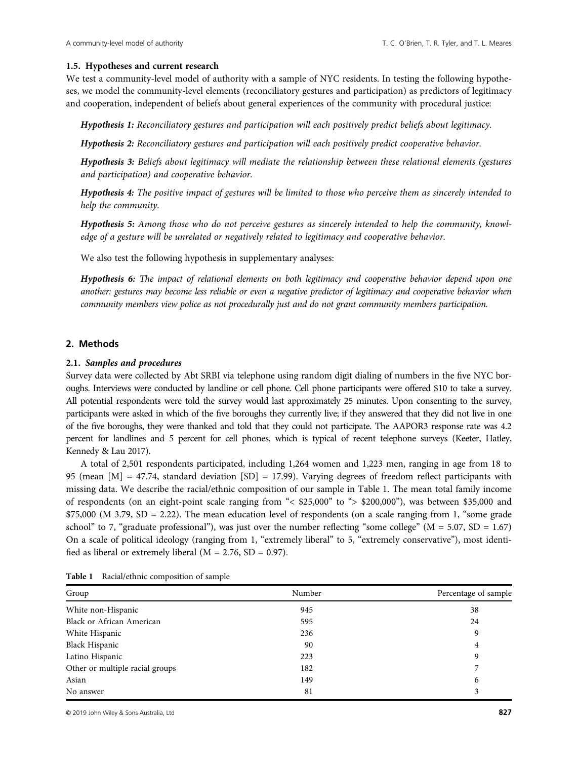### 1.5. Hypotheses and current research

We test a community-level model of authority with a sample of NYC residents. In testing the following hypotheses, we model the community-level elements (reconciliatory gestures and participation) as predictors of legitimacy and cooperation, independent of beliefs about general experiences of the community with procedural justice:

***Hypothesis 1:*** *Reconciliatory gestures and participation will each positively predict beliefs about legitimacy.*

***Hypothesis 2:*** *Reconciliatory gestures and participation will each positively predict cooperative behavior.*

***Hypothesis 3:*** *Beliefs about legitimacy will mediate the relationship between these relational elements (gestures and participation) and cooperative behavior.*

***Hypothesis 4:*** *The positive impact of gestures will be limited to those who perceive them as sincerely intended to help the community.*

***Hypothesis 5:*** *Among those who do not perceive gestures as sincerely intended to help the community, knowledge of a gesture will be unrelated or negatively related to legitimacy and cooperative behavior.*

We also test the following hypothesis in supplementary analyses:

***Hypothesis 6:*** *The impact of relational elements on both legitimacy and cooperative behavior depend upon one another: gestures may become less reliable or even a negative predictor of legitimacy and cooperative behavior when community members view police as not procedurally just and do not grant community members participation.*

## 2. Methods

### 2.1. Samples and procedures

Survey data were collected by Abt SRBI via telephone using random digit dialing of numbers in the five NYC boroughs. Interviews were conducted by landline or cell phone. Cell phone participants were offered $10 to take a survey. All potential respondents were told the survey would last approximately 25 minutes. Upon consenting to the survey, participants were asked in which of the five boroughs they currently live; if they answered that they did not live in one of the five boroughs, they were thanked and told that they could not participate. The AAPOR3 response rate was 4.2 percent for landlines and 5 percent for cell phones, which is typical of recent telephone surveys (Keeter, Hatley, Kennedy & Lau 2017).

A total of 2,501 respondents participated, including 1,264 women and 1,223 men, ranging in age from 18 to 95 (mean [M] = 47.74, standard deviation [SD] = 17.99). Varying degrees of freedom reflect participants with missing data. We describe the racial/ethnic composition of our sample in Table 1. The mean total family income of respondents (on an eight-point scale ranging from "< $25,000" to "> $200,000"), was between $35,000 and $75,000 (M 3.79, SD = 2.22). The mean education level of respondents (on a scale ranging from 1, "some grade school" to 7, "graduate professional"), was just over the number reflecting "some college" (M = 5.07, SD = 1.67) On a scale of political ideology (ranging from 1, "extremely liberal" to 5, "extremely conservative"), most identified as liberal or extremely liberal (M = 2.76, SD = 0.97).

**Table 1** Racial/ethnic composition of sample

| Group | Number | Percentage of sample |
|---|---|---|
| White non-Hispanic | 945 | 38 |
| Black or African American | 595 | 24 |
| White Hispanic | 236 | 9 |
| Black Hispanic | 90 | 4 |
| Latino Hispanic | 223 | 9 |
| Other or multiple racial groups | 182 | 7 |
| Asian | 149 | 6 |
| No answer | 81 | 3 |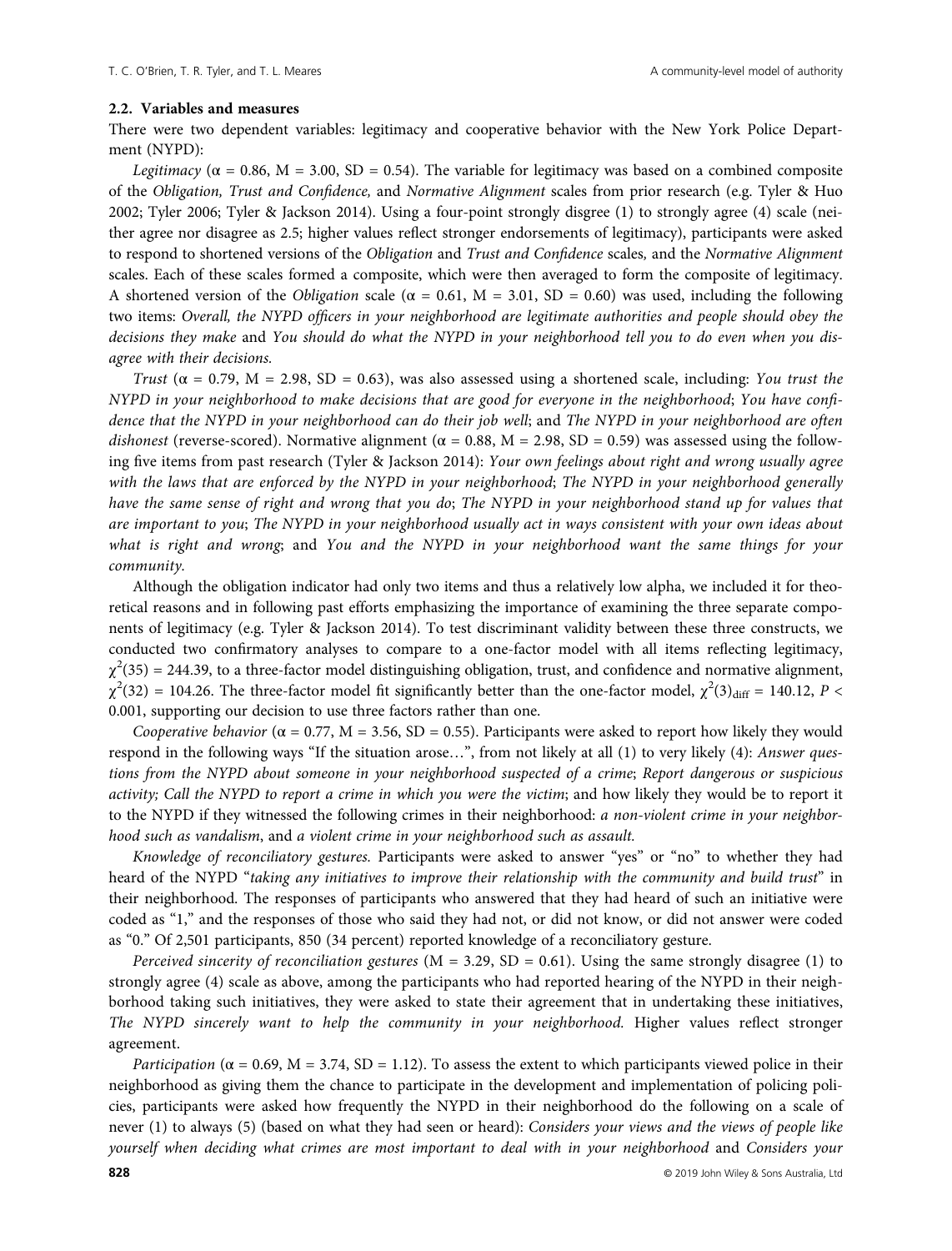### 2.2. Variables and measures

There were two dependent variables: legitimacy and cooperative behavior with the New York Police Department (NYPD):

*Legitimacy* ($\alpha = 0.86$, M = 3.00, SD = 0.54). The variable for legitimacy was based on a combined composite of the *Obligation, Trust and Confidence,* and *Normative Alignment* scales from prior research (e.g. Tyler & Huo 2002; Tyler 2006; Tyler & Jackson 2014). Using a four-point strongly disgree (1) to strongly agree (4) scale (neither agree nor disagree as 2.5; higher values reflect stronger endorsements of legitimacy), participants were asked to respond to shortened versions of the *Obligation* and *Trust and Confidence* scales*,* and the *Normative Alignment* scales. Each of these scales formed a composite, which were then averaged to form the composite of legitimacy. A shortened version of the *Obligation* scale ($\alpha = 0.61$, M = 3.01, SD = 0.60) was used, including the following two items: *Overall, the NYPD officers in your neighborhood are legitimate authorities and people should obey the decisions they make* and *You should do what the NYPD in your neighborhood tell you to do even when you disagree with their decisions.*

*Trust* ($\alpha = 0.79$, M = 2.98, SD = 0.63), was also assessed using a shortened scale, including: *You trust the NYPD in your neighborhood to make decisions that are good for everyone in the neighborhood*; *You have confidence that the NYPD in your neighborhood can do their job well*; and *The NYPD in your neighborhood are often dishonest* (reverse-scored). Normative alignment ($\alpha = 0.88$, M = 2.98, SD = 0.59) was assessed using the following five items from past research (Tyler & Jackson 2014): *Your own feelings about right and wrong usually agree with the laws that are enforced by the NYPD in your neighborhood*; *The NYPD in your neighborhood generally have the same sense of right and wrong that you do*; *The NYPD in your neighborhood stand up for values that are important to you*; *The NYPD in your neighborhood usually act in ways consistent with your own ideas about what is right and wrong*; and *You and the NYPD in your neighborhood want the same things for your community.*

Although the obligation indicator had only two items and thus a relatively low alpha, we included it for theoretical reasons and in following past efforts emphasizing the importance of examining the three separate components of legitimacy (e.g. Tyler & Jackson 2014). To test discriminant validity between these three constructs, we conducted two confirmatory analyses to compare to a one-factor model with all items reflecting legitimacy, $\chi^2(35) = 244.39$, to a three-factor model distinguishing obligation, trust, and confidence and normative alignment, $\chi^2(32) = 104.26$. The three-factor model fit significantly better than the one-factor model, $\chi^2(3)_{\text{diff}} = 140.12$, $P < 0.001$, supporting our decision to use three factors rather than one.

*Cooperative behavior* ($\alpha = 0.77$, M = 3.56, SD = 0.55). Participants were asked to report how likely they would respond in the following ways "If the situation arose…", from not likely at all (1) to very likely (4): *Answer questions from the NYPD about someone in your neighborhood suspected of a crime*; *Report dangerous or suspicious activity; Call the NYPD to report a crime in which you were the victim*; and how likely they would be to report it to the NYPD if they witnessed the following crimes in their neighborhood: *a non-violent crime in your neighborhood such as vandalism*, and *a violent crime in your neighborhood such as assault.*

*Knowledge of reconciliatory gestures.* Participants were asked to answer "yes" or "no" to whether they had heard of the NYPD "*taking any initiatives to improve their relationship with the community and build trust*" in their neighborhood. The responses of participants who answered that they had heard of such an initiative were coded as "1," and the responses of those who said they had not, or did not know, or did not answer were coded as "0." Of 2,501 participants, 850 (34 percent) reported knowledge of a reconciliatory gesture.

*Perceived sincerity of reconciliation gestures* (M = 3.29, SD = 0.61). Using the same strongly disagree (1) to strongly agree (4) scale as above, among the participants who had reported hearing of the NYPD in their neighborhood taking such initiatives, they were asked to state their agreement that in undertaking these initiatives, *The NYPD sincerely want to help the community in your neighborhood.* Higher values reflect stronger agreement.

*Participation* ($\alpha = 0.69$, M = 3.74, SD = 1.12). To assess the extent to which participants viewed police in their neighborhood as giving them the chance to participate in the development and implementation of policing policies, participants were asked how frequently the NYPD in their neighborhood do the following on a scale of never (1) to always (5) (based on what they had seen or heard): *Considers your views and the views of people like yourself when deciding what crimes are most important to deal with in your neighborhood* and *Considers your*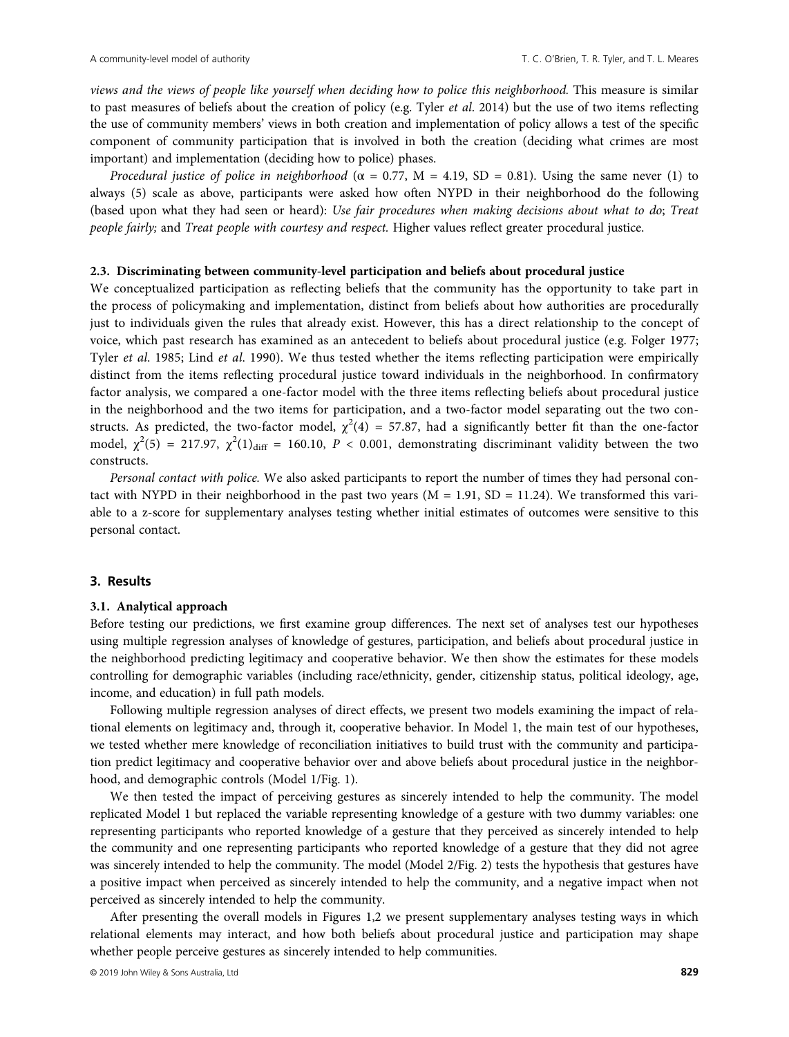*views and the views of people like yourself when deciding how to police this neighborhood.* This measure is similar to past measures of beliefs about the creation of policy (e.g. Tyler *et al.* 2014) but the use of two items reflecting the use of community members' views in both creation and implementation of policy allows a test of the specific component of community participation that is involved in both the creation (deciding what crimes are most important) and implementation (deciding how to police) phases.

*Procedural justice of police in neighborhood* ($\alpha$ = 0.77, M = 4.19, SD = 0.81). Using the same never (1) to always (5) scale as above, participants were asked how often NYPD in their neighborhood do the following (based upon what they had seen or heard): *Use fair procedures when making decisions about what to do*; *Treat people fairly;* and *Treat people with courtesy and respect.* Higher values reflect greater procedural justice.

### 2.3. Discriminating between community-level participation and beliefs about procedural justice

We conceptualized participation as reflecting beliefs that the community has the opportunity to take part in the process of policymaking and implementation, distinct from beliefs about how authorities are procedurally just to individuals given the rules that already exist. However, this has a direct relationship to the concept of voice, which past research has examined as an antecedent to beliefs about procedural justice (e.g. Folger 1977; Tyler *et al.* 1985; Lind *et al.* 1990). We thus tested whether the items reflecting participation were empirically distinct from the items reflecting procedural justice toward individuals in the neighborhood. In confirmatory factor analysis, we compared a one-factor model with the three items reflecting beliefs about procedural justice in the neighborhood and the two items for participation, and a two-factor model separating out the two constructs. As predicted, the two-factor model, $\chi^2(4)$ = 57.87, had a significantly better fit than the one-factor model, $\chi^2(5)$ = 217.97, $\chi^2(1)_{\text{diff}}$ = 160.10, $P < 0.001$, demonstrating discriminant validity between the two constructs.

*Personal contact with police.* We also asked participants to report the number of times they had personal contact with NYPD in their neighborhood in the past two years (M = 1.91, SD = 11.24). We transformed this variable to a z-score for supplementary analyses testing whether initial estimates of outcomes were sensitive to this personal contact.

## 3. Results

### 3.1. Analytical approach

Before testing our predictions, we first examine group differences. The next set of analyses test our hypotheses using multiple regression analyses of knowledge of gestures, participation, and beliefs about procedural justice in the neighborhood predicting legitimacy and cooperative behavior. We then show the estimates for these models controlling for demographic variables (including race/ethnicity, gender, citizenship status, political ideology, age, income, and education) in full path models.

Following multiple regression analyses of direct effects, we present two models examining the impact of relational elements on legitimacy and, through it, cooperative behavior. In Model 1, the main test of our hypotheses, we tested whether mere knowledge of reconciliation initiatives to build trust with the community and participation predict legitimacy and cooperative behavior over and above beliefs about procedural justice in the neighborhood, and demographic controls (Model 1/Fig. 1).

We then tested the impact of perceiving gestures as sincerely intended to help the community. The model replicated Model 1 but replaced the variable representing knowledge of a gesture with two dummy variables: one representing participants who reported knowledge of a gesture that they perceived as sincerely intended to help the community and one representing participants who reported knowledge of a gesture that they did not agree was sincerely intended to help the community. The model (Model 2/Fig. 2) tests the hypothesis that gestures have a positive impact when perceived as sincerely intended to help the community, and a negative impact when not perceived as sincerely intended to help the community.

After presenting the overall models in Figures 1,2 we present supplementary analyses testing ways in which relational elements may interact, and how both beliefs about procedural justice and participation may shape whether people perceive gestures as sincerely intended to help communities.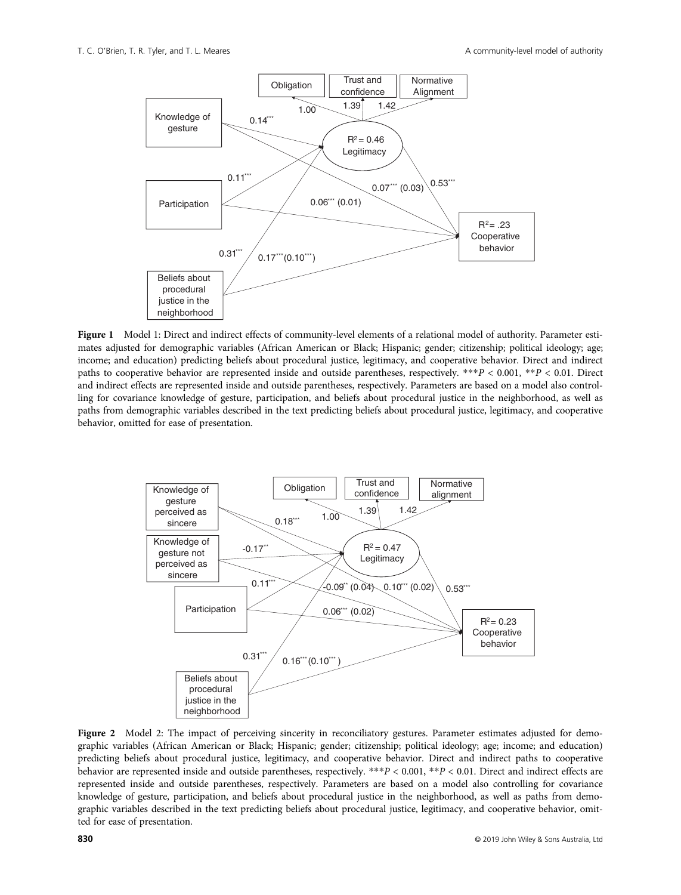**Figure 1** Model 1: Direct and indirect effects of community-level elements of a relational model of authority. Parameter estimates adjusted for demographic variables (African American or Black; Hispanic; gender; citizenship; political ideology; age; income; and education) predicting beliefs about procedural justice, legitimacy, and cooperative behavior. Direct and indirect paths to cooperative behavior are represented inside and outside parentheses, respectively. \*\*\*$P < 0.001$, \*\*$P < 0.01$. Direct and indirect effects are represented inside and outside parentheses, respectively. Parameters are based on a model also controlling for covariance knowledge of gesture, participation, and beliefs about procedural justice in the neighborhood, as well as paths from demographic variables described in the text predicting beliefs about procedural justice, legitimacy, and cooperative behavior, omitted for ease of presentation.

**Figure 2** Model 2: The impact of perceiving sincerity in reconciliatory gestures. Parameter estimates adjusted for demographic variables (African American or Black; Hispanic; gender; citizenship; political ideology; age; income; and education) predicting beliefs about procedural justice, legitimacy, and cooperative behavior. Direct and indirect paths to cooperative behavior are represented inside and outside parentheses, respectively. \*\*\*$P < 0.001$, \*\*$P < 0.01$. Direct and indirect effects are represented inside and outside parentheses, respectively. Parameters are based on a model also controlling for covariance knowledge of gesture, participation, and beliefs about procedural justice in the neighborhood, as well as paths from demographic variables described in the text predicting beliefs about procedural justice, legitimacy, and cooperative behavior, omitted for ease of presentation.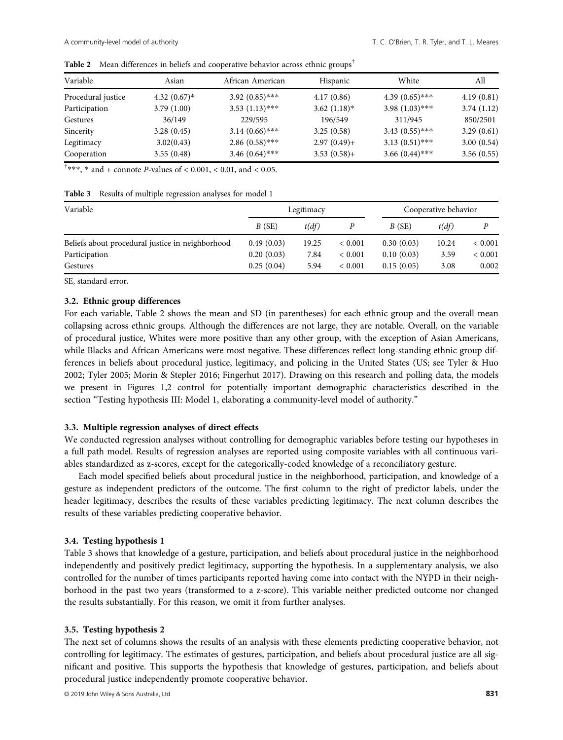**Table 2** Mean differences in beliefs and cooperative behavior across ethnic groups†

| Variable | Asian | African American | Hispanic | White | All |
|---|---|---|---|---|---|
| Procedural justice | 4.32 (0.67)* | 3.92 (0.85)*** | 4.17 (0.86) | 4.39 (0.65)*** | 4.19 (0.81) |
| Participation | 3.79 (1.00) | 3.53 (1.13)*** | 3.62 (1.18)* | 3.98 (1.03)*** | 3.74 (1.12) |
| Gestures | 36/149 | 229/595 | 196/549 | 311/945 | 850/2501 |
| Sincerity | 3.28 (0.45) | 3.14 (0.66)*** | 3.25 (0.58) | 3.43 (0.55)*** | 3.29 (0.61) |
| Legitimacy | 3.02(0.43) | 2.86 (0.58)*** | 2.97 (0.49)+ | 3.13 (0.51)*** | 3.00 (0.54) |
| Cooperation | 3.55 (0.48) | 3.46 (0.64)*** | 3.53 (0.58)+ | 3.66 (0.44)*** | 3.56 (0.55) |

†***, * and + connote $P$-values of < 0.001, < 0.01, and < 0.05.

**Table 3** Results of multiple regression analyses for model 1

| Variable | Legitimacy | | | Cooperative behavior | | |
|---|---|---|---|---|---|---|
| | $B$ (SE) | $t(df)$ | $P$ | $B$ (SE) | $t(df)$ | $P$ |
| Beliefs about procedural justice in neighborhood | 0.49 (0.03) | 19.25 | < 0.001 | 0.30 (0.03) | 10.24 | < 0.001 |
| Participation | 0.20 (0.03) | 7.84 | < 0.001 | 0.10 (0.03) | 3.59 | < 0.001 |
| Gestures | 0.25 (0.04) | 5.94 | < 0.001 | 0.15 (0.05) | 3.08 | 0.002 |

SE, standard error.

### 3.2. Ethnic group differences

For each variable, Table 2 shows the mean and SD (in parentheses) for each ethnic group and the overall mean collapsing across ethnic groups. Although the differences are not large, they are notable. Overall, on the variable of procedural justice, Whites were more positive than any other group, with the exception of Asian Americans, while Blacks and African Americans were most negative. These differences reflect long-standing ethnic group differences in beliefs about procedural justice, legitimacy, and policing in the United States (US; see Tyler & Huo 2002; Tyler 2005; Morin & Stepler 2016; Fingerhut 2017). Drawing on this research and polling data, the models we present in Figures 1,2 control for potentially important demographic characteristics described in the section "Testing hypothesis III: Model 1, elaborating a community-level model of authority."

### 3.3. Multiple regression analyses of direct effects

We conducted regression analyses without controlling for demographic variables before testing our hypotheses in a full path model. Results of regression analyses are reported using composite variables with all continuous variables standardized as z-scores, except for the categorically-coded knowledge of a reconciliatory gesture.

Each model specified beliefs about procedural justice in the neighborhood, participation, and knowledge of a gesture as independent predictors of the outcome. The first column to the right of predictor labels, under the header legitimacy, describes the results of these variables predicting legitimacy. The next column describes the results of these variables predicting cooperative behavior.

### 3.4. Testing hypothesis 1

Table 3 shows that knowledge of a gesture, participation, and beliefs about procedural justice in the neighborhood independently and positively predict legitimacy, supporting the hypothesis. In a supplementary analysis, we also controlled for the number of times participants reported having come into contact with the NYPD in their neighborhood in the past two years (transformed to a z-score). This variable neither predicted outcome nor changed the results substantially. For this reason, we omit it from further analyses.

### 3.5. Testing hypothesis 2

The next set of columns shows the results of an analysis with these elements predicting cooperative behavior, not controlling for legitimacy. The estimates of gestures, participation, and beliefs about procedural justice are all significant and positive. This supports the hypothesis that knowledge of gestures, participation, and beliefs about procedural justice independently promote cooperative behavior.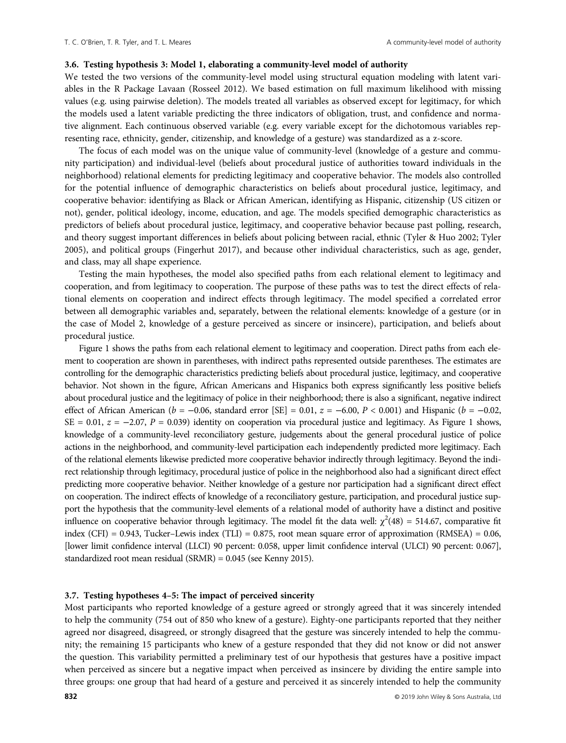### 3.6. Testing hypothesis 3: Model 1, elaborating a community-level model of authority

We tested the two versions of the community-level model using structural equation modeling with latent variables in the R Package Lavaan (Rosseel 2012). We based estimation on full maximum likelihood with missing values (e.g. using pairwise deletion). The models treated all variables as observed except for legitimacy, for which the models used a latent variable predicting the three indicators of obligation, trust, and confidence and normative alignment. Each continuous observed variable (e.g. every variable except for the dichotomous variables representing race, ethnicity, gender, citizenship, and knowledge of a gesture) was standardized as a z-score.

The focus of each model was on the unique value of community-level (knowledge of a gesture and community participation) and individual-level (beliefs about procedural justice of authorities toward individuals in the neighborhood) relational elements for predicting legitimacy and cooperative behavior. The models also controlled for the potential influence of demographic characteristics on beliefs about procedural justice, legitimacy, and cooperative behavior: identifying as Black or African American, identifying as Hispanic, citizenship (US citizen or not), gender, political ideology, income, education, and age. The models specified demographic characteristics as predictors of beliefs about procedural justice, legitimacy, and cooperative behavior because past polling, research, and theory suggest important differences in beliefs about policing between racial, ethnic (Tyler & Huo 2002; Tyler 2005), and political groups (Fingerhut 2017), and because other individual characteristics, such as age, gender, and class, may all shape experience.

Testing the main hypotheses, the model also specified paths from each relational element to legitimacy and cooperation, and from legitimacy to cooperation. The purpose of these paths was to test the direct effects of relational elements on cooperation and indirect effects through legitimacy. The model specified a correlated error between all demographic variables and, separately, between the relational elements: knowledge of a gesture (or in the case of Model 2, knowledge of a gesture perceived as sincere or insincere), participation, and beliefs about procedural justice.

Figure 1 shows the paths from each relational element to legitimacy and cooperation. Direct paths from each element to cooperation are shown in parentheses, with indirect paths represented outside parentheses. The estimates are controlling for the demographic characteristics predicting beliefs about procedural justice, legitimacy, and cooperative behavior. Not shown in the figure, African Americans and Hispanics both express significantly less positive beliefs about procedural justice and the legitimacy of police in their neighborhood; there is also a significant, negative indirect effect of African American ($b = -0.06$, standard error [SE] = 0.01, $z = -6.00$, $P < 0.001$) and Hispanic ($b = -0.02$, SE = 0.01, $z = -2.07$, $P = 0.039$) identity on cooperation via procedural justice and legitimacy. As Figure 1 shows, knowledge of a community-level reconciliatory gesture, judgements about the general procedural justice of police actions in the neighborhood, and community-level participation each independently predicted more legitimacy. Each of the relational elements likewise predicted more cooperative behavior indirectly through legitimacy. Beyond the indirect relationship through legitimacy, procedural justice of police in the neighborhood also had a significant direct effect predicting more cooperative behavior. Neither knowledge of a gesture nor participation had a significant direct effect on cooperation. The indirect effects of knowledge of a reconciliatory gesture, participation, and procedural justice support the hypothesis that the community-level elements of a relational model of authority have a distinct and positive influence on cooperative behavior through legitimacy. The model fit the data well: $\chi^2(48) = 514.67$, comparative fit index (CFI) = 0.943, Tucker–Lewis index (TLI) = 0.875, root mean square error of approximation (RMSEA) = 0.06, [lower limit confidence interval (LLCI) 90 percent: 0.058, upper limit confidence interval (ULCI) 90 percent: 0.067], standardized root mean residual (SRMR) = 0.045 (see Kenny 2015).

### 3.7. Testing hypotheses 4–5: The impact of perceived sincerity

Most participants who reported knowledge of a gesture agreed or strongly agreed that it was sincerely intended to help the community (754 out of 850 who knew of a gesture). Eighty-one participants reported that they neither agreed nor disagreed, disagreed, or strongly disagreed that the gesture was sincerely intended to help the community; the remaining 15 participants who knew of a gesture responded that they did not know or did not answer the question. This variability permitted a preliminary test of our hypothesis that gestures have a positive impact when perceived as sincere but a negative impact when perceived as insincere by dividing the entire sample into three groups: one group that had heard of a gesture and perceived it as sincerely intended to help the community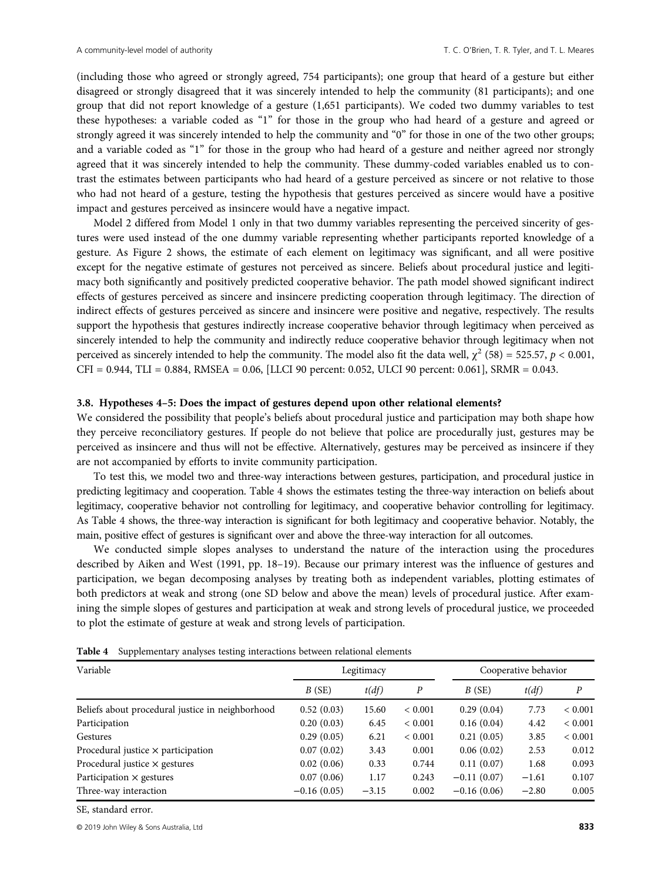(including those who agreed or strongly agreed, 754 participants); one group that heard of a gesture but either disagreed or strongly disagreed that it was sincerely intended to help the community (81 participants); and one group that did not report knowledge of a gesture (1,651 participants). We coded two dummy variables to test these hypotheses: a variable coded as "1" for those in the group who had heard of a gesture and agreed or strongly agreed it was sincerely intended to help the community and "0" for those in one of the two other groups; and a variable coded as "1" for those in the group who had heard of a gesture and neither agreed nor strongly agreed that it was sincerely intended to help the community. These dummy-coded variables enabled us to contrast the estimates between participants who had heard of a gesture perceived as sincere or not relative to those who had not heard of a gesture, testing the hypothesis that gestures perceived as sincere would have a positive impact and gestures perceived as insincere would have a negative impact.

Model 2 differed from Model 1 only in that two dummy variables representing the perceived sincerity of gestures were used instead of the one dummy variable representing whether participants reported knowledge of a gesture. As Figure 2 shows, the estimate of each element on legitimacy was significant, and all were positive except for the negative estimate of gestures not perceived as sincere. Beliefs about procedural justice and legitimacy both significantly and positively predicted cooperative behavior. The path model showed significant indirect effects of gestures perceived as sincere and insincere predicting cooperation through legitimacy. The direction of indirect effects of gestures perceived as sincere and insincere were positive and negative, respectively. The results support the hypothesis that gestures indirectly increase cooperative behavior through legitimacy when perceived as sincerely intended to help the community and indirectly reduce cooperative behavior through legitimacy when not perceived as sincerely intended to help the community. The model also fit the data well, $\chi^2$ (58) = 525.57, $p < 0.001$, CFI = 0.944, TLI = 0.884, RMSEA = 0.06, [LLCI 90 percent: 0.052, ULCI 90 percent: 0.061], SRMR = 0.043.

### 3.8. Hypotheses 4–5: Does the impact of gestures depend upon other relational elements?

We considered the possibility that people's beliefs about procedural justice and participation may both shape how they perceive reconciliatory gestures. If people do not believe that police are procedurally just, gestures may be perceived as insincere and thus will not be effective. Alternatively, gestures may be perceived as insincere if they are not accompanied by efforts to invite community participation.

To test this, we model two and three-way interactions between gestures, participation, and procedural justice in predicting legitimacy and cooperation. Table 4 shows the estimates testing the three-way interaction on beliefs about legitimacy, cooperative behavior not controlling for legitimacy, and cooperative behavior controlling for legitimacy. As Table 4 shows, the three-way interaction is significant for both legitimacy and cooperative behavior. Notably, the main, positive effect of gestures is significant over and above the three-way interaction for all outcomes.

We conducted simple slopes analyses to understand the nature of the interaction using the procedures described by Aiken and West (1991, pp. 18–19). Because our primary interest was the influence of gestures and participation, we began decomposing analyses by treating both as independent variables, plotting estimates of both predictors at weak and strong (one SD below and above the mean) levels of procedural justice. After examining the simple slopes of gestures and participation at weak and strong levels of procedural justice, we proceeded to plot the estimate of gesture at weak and strong levels of participation.

**Table 4** Supplementary analyses testing interactions between relational elements

| Variable | Legitimacy | | | Cooperative behavior | | |
|---|---|---|---|---|---|---|
| | *B* (SE) | *t(df)* | *P* | *B* (SE) | *t(df)* | *P* |
| Beliefs about procedural justice in neighborhood | 0.52 (0.03) | 15.60 | < 0.001 | 0.29 (0.04) | 7.73 | < 0.001 |
| Participation | 0.20 (0.03) | 6.45 | < 0.001 | 0.16 (0.04) | 4.42 | < 0.001 |
| Gestures | 0.29 (0.05) | 6.21 | < 0.001 | 0.21 (0.05) | 3.85 | < 0.001 |
| Procedural justice × participation | 0.07 (0.02) | 3.43 | 0.001 | 0.06 (0.02) | 2.53 | 0.012 |
| Procedural justice × gestures | 0.02 (0.06) | 0.33 | 0.744 | 0.11 (0.07) | 1.68 | 0.093 |
| Participation × gestures | 0.07 (0.06) | 1.17 | 0.243 | −0.11 (0.07) | −1.61 | 0.107 |
| Three-way interaction | −0.16 (0.05) | −3.15 | 0.002 | −0.16 (0.06) | −2.80 | 0.005 |

SE, standard error.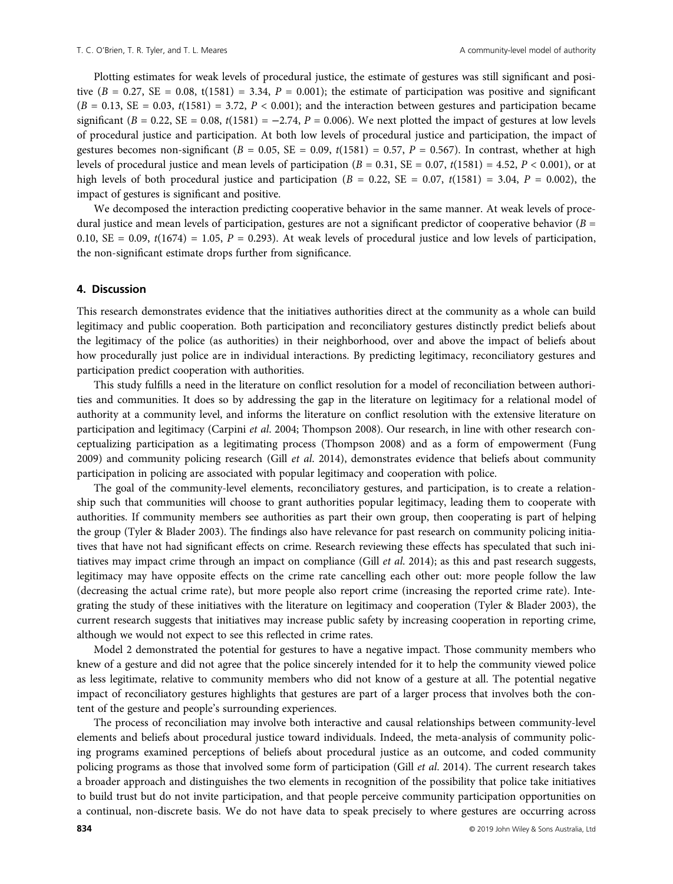Plotting estimates for weak levels of procedural justice, the estimate of gestures was still significant and positive ($B = 0.27$, SE = 0.08, $t(1581) = 3.34$, $P = 0.001$); the estimate of participation was positive and significant ($B = 0.13$, SE = 0.03, $t(1581) = 3.72$, $P < 0.001$); and the interaction between gestures and participation became significant ($B = 0.22$, SE = 0.08, $t(1581) = -2.74$, $P = 0.006$). We next plotted the impact of gestures at low levels of procedural justice and participation. At both low levels of procedural justice and participation, the impact of gestures becomes non-significant ($B = 0.05$, SE = 0.09, $t(1581) = 0.57$, $P = 0.567$). In contrast, whether at high levels of procedural justice and mean levels of participation ($B = 0.31$, SE = 0.07, $t(1581) = 4.52$, $P < 0.001$), or at high levels of both procedural justice and participation ($B = 0.22$, SE = 0.07, $t(1581) = 3.04$, $P = 0.002$), the impact of gestures is significant and positive.

We decomposed the interaction predicting cooperative behavior in the same manner. At weak levels of procedural justice and mean levels of participation, gestures are not a significant predictor of cooperative behavior ($B = 0.10$, SE = 0.09, $t(1674) = 1.05$, $P = 0.293$). At weak levels of procedural justice and low levels of participation, the non-significant estimate drops further from significance.

## 4. Discussion

This research demonstrates evidence that the initiatives authorities direct at the community as a whole can build legitimacy and public cooperation. Both participation and reconciliatory gestures distinctly predict beliefs about the legitimacy of the police (as authorities) in their neighborhood, over and above the impact of beliefs about how procedurally just police are in individual interactions. By predicting legitimacy, reconciliatory gestures and participation predict cooperation with authorities.

This study fulfills a need in the literature on conflict resolution for a model of reconciliation between authorities and communities. It does so by addressing the gap in the literature on legitimacy for a relational model of authority at a community level, and informs the literature on conflict resolution with the extensive literature on participation and legitimacy (Carpini *et al.* 2004; Thompson 2008). Our research, in line with other research conceptualizing participation as a legitimating process (Thompson 2008) and as a form of empowerment (Fung 2009) and community policing research (Gill *et al.* 2014), demonstrates evidence that beliefs about community participation in policing are associated with popular legitimacy and cooperation with police.

The goal of the community-level elements, reconciliatory gestures, and participation, is to create a relationship such that communities will choose to grant authorities popular legitimacy, leading them to cooperate with authorities. If community members see authorities as part their own group, then cooperating is part of helping the group (Tyler & Blader 2003). The findings also have relevance for past research on community policing initiatives that have not had significant effects on crime. Research reviewing these effects has speculated that such initiatives may impact crime through an impact on compliance (Gill *et al.* 2014); as this and past research suggests, legitimacy may have opposite effects on the crime rate cancelling each other out: more people follow the law (decreasing the actual crime rate), but more people also report crime (increasing the reported crime rate). Integrating the study of these initiatives with the literature on legitimacy and cooperation (Tyler & Blader 2003), the current research suggests that initiatives may increase public safety by increasing cooperation in reporting crime, although we would not expect to see this reflected in crime rates.

Model 2 demonstrated the potential for gestures to have a negative impact. Those community members who knew of a gesture and did not agree that the police sincerely intended for it to help the community viewed police as less legitimate, relative to community members who did not know of a gesture at all. The potential negative impact of reconciliatory gestures highlights that gestures are part of a larger process that involves both the content of the gesture and people's surrounding experiences.

The process of reconciliation may involve both interactive and causal relationships between community-level elements and beliefs about procedural justice toward individuals. Indeed, the meta-analysis of community policing programs examined perceptions of beliefs about procedural justice as an outcome, and coded community policing programs as those that involved some form of participation (Gill *et al.* 2014). The current research takes a broader approach and distinguishes the two elements in recognition of the possibility that police take initiatives to build trust but do not invite participation, and that people perceive community participation opportunities on a continual, non-discrete basis. We do not have data to speak precisely to where gestures are occurring across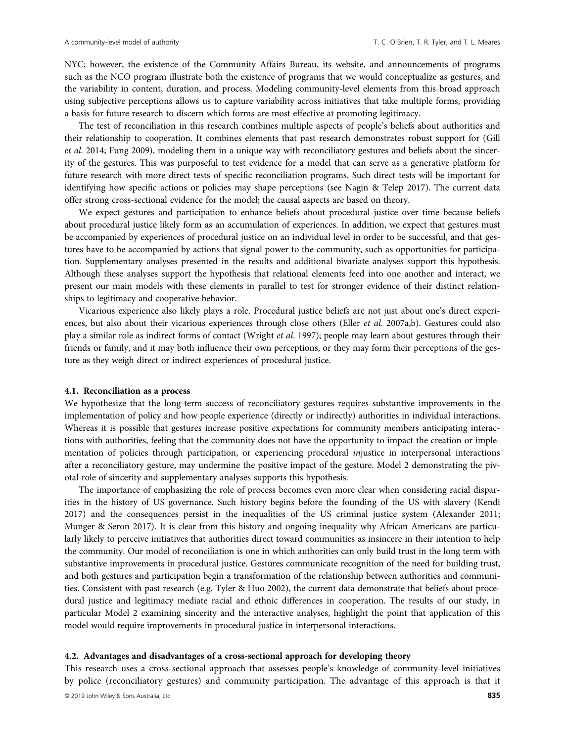NYC; however, the existence of the Community Affairs Bureau, its website, and announcements of programs such as the NCO program illustrate both the existence of programs that we would conceptualize as gestures, and the variability in content, duration, and process. Modeling community-level elements from this broad approach using subjective perceptions allows us to capture variability across initiatives that take multiple forms, providing a basis for future research to discern which forms are most effective at promoting legitimacy.

The test of reconciliation in this research combines multiple aspects of people's beliefs about authorities and their relationship to cooperation. It combines elements that past research demonstrates robust support for (Gill *et al.* 2014; Fung 2009), modeling them in a unique way with reconciliatory gestures and beliefs about the sincerity of the gestures. This was purposeful to test evidence for a model that can serve as a generative platform for future research with more direct tests of specific reconciliation programs. Such direct tests will be important for identifying how specific actions or policies may shape perceptions (see Nagin & Telep 2017). The current data offer strong cross-sectional evidence for the model; the causal aspects are based on theory.

We expect gestures and participation to enhance beliefs about procedural justice over time because beliefs about procedural justice likely form as an accumulation of experiences. In addition, we expect that gestures must be accompanied by experiences of procedural justice on an individual level in order to be successful, and that gestures have to be accompanied by actions that signal power to the community, such as opportunities for participation. Supplementary analyses presented in the results and additional bivariate analyses support this hypothesis. Although these analyses support the hypothesis that relational elements feed into one another and interact, we present our main models with these elements in parallel to test for stronger evidence of their distinct relationships to legitimacy and cooperative behavior.

Vicarious experience also likely plays a role. Procedural justice beliefs are not just about one's direct experiences, but also about their vicarious experiences through close others (Eller *et al.* 2007a,b). Gestures could also play a similar role as indirect forms of contact (Wright *et al.* 1997); people may learn about gestures through their friends or family, and it may both influence their own perceptions, or they may form their perceptions of the gesture as they weigh direct or indirect experiences of procedural justice.

### 4.1. Reconciliation as a process

We hypothesize that the long-term success of reconciliatory gestures requires substantive improvements in the implementation of policy and how people experience (directly or indirectly) authorities in individual interactions. Whereas it is possible that gestures increase positive expectations for community members anticipating interactions with authorities, feeling that the community does not have the opportunity to impact the creation or implementation of policies through participation, or experiencing procedural *in*justice in interpersonal interactions after a reconciliatory gesture, may undermine the positive impact of the gesture. Model 2 demonstrating the pivotal role of sincerity and supplementary analyses supports this hypothesis.

The importance of emphasizing the role of process becomes even more clear when considering racial disparities in the history of US governance. Such history begins before the founding of the US with slavery (Kendi 2017) and the consequences persist in the inequalities of the US criminal justice system (Alexander 2011; Munger & Seron 2017). It is clear from this history and ongoing inequality why African Americans are particularly likely to perceive initiatives that authorities direct toward communities as insincere in their intention to help the community. Our model of reconciliation is one in which authorities can only build trust in the long term with substantive improvements in procedural justice. Gestures communicate recognition of the need for building trust, and both gestures and participation begin a transformation of the relationship between authorities and communities. Consistent with past research (e.g. Tyler & Huo 2002), the current data demonstrate that beliefs about procedural justice and legitimacy mediate racial and ethnic differences in cooperation. The results of our study, in particular Model 2 examining sincerity and the interactive analyses, highlight the point that application of this model would require improvements in procedural justice in interpersonal interactions.

### 4.2. Advantages and disadvantages of a cross-sectional approach for developing theory

This research uses a cross-sectional approach that assesses people's knowledge of community-level initiatives by police (reconciliatory gestures) and community participation. The advantage of this approach is that it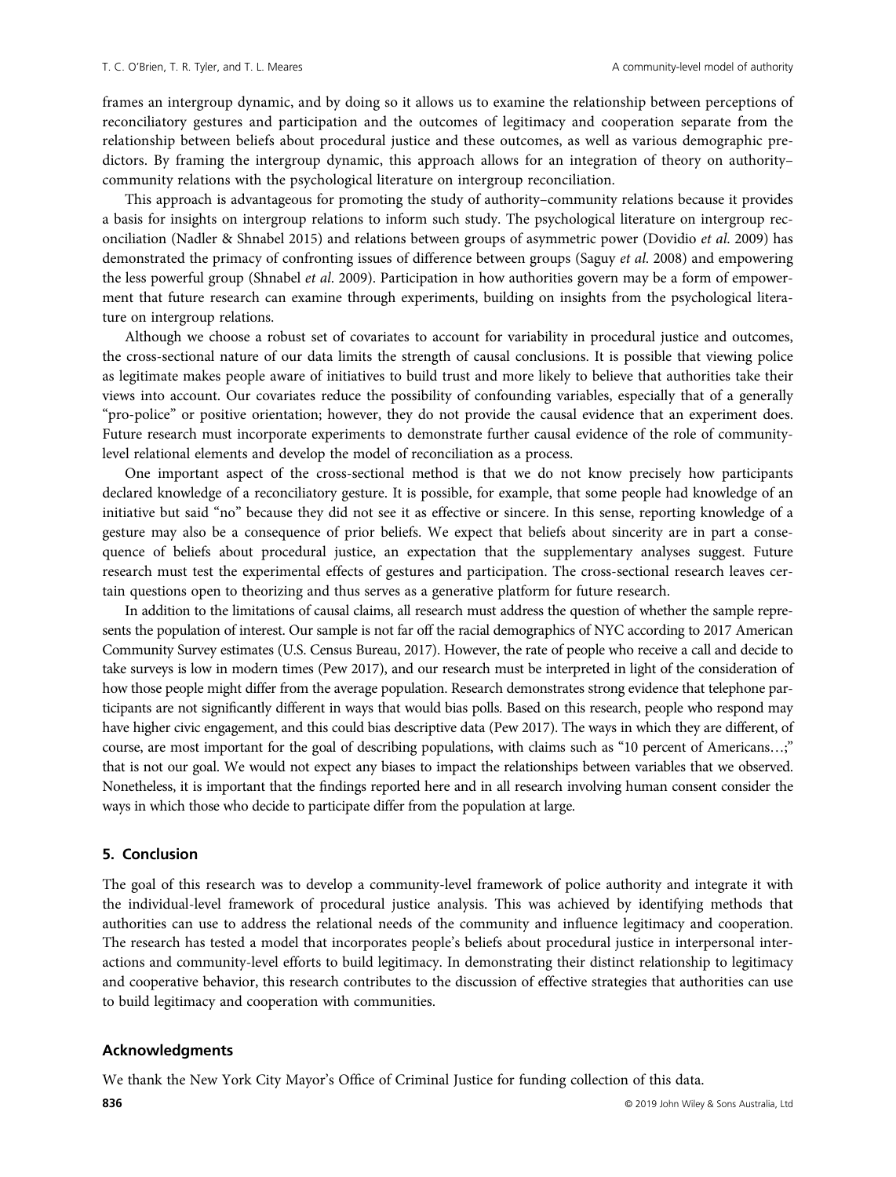frames an intergroup dynamic, and by doing so it allows us to examine the relationship between perceptions of reconciliatory gestures and participation and the outcomes of legitimacy and cooperation separate from the relationship between beliefs about procedural justice and these outcomes, as well as various demographic predictors. By framing the intergroup dynamic, this approach allows for an integration of theory on authority–community relations with the psychological literature on intergroup reconciliation.

This approach is advantageous for promoting the study of authority–community relations because it provides a basis for insights on intergroup relations to inform such study. The psychological literature on intergroup reconciliation (Nadler & Shnabel 2015) and relations between groups of asymmetric power (Dovidio *et al.* 2009) has demonstrated the primacy of confronting issues of difference between groups (Saguy *et al.* 2008) and empowering the less powerful group (Shnabel *et al.* 2009). Participation in how authorities govern may be a form of empowerment that future research can examine through experiments, building on insights from the psychological literature on intergroup relations.

Although we choose a robust set of covariates to account for variability in procedural justice and outcomes, the cross-sectional nature of our data limits the strength of causal conclusions. It is possible that viewing police as legitimate makes people aware of initiatives to build trust and more likely to believe that authorities take their views into account. Our covariates reduce the possibility of confounding variables, especially that of a generally "pro-police" or positive orientation; however, they do not provide the causal evidence that an experiment does. Future research must incorporate experiments to demonstrate further causal evidence of the role of community-level relational elements and develop the model of reconciliation as a process.

One important aspect of the cross-sectional method is that we do not know precisely how participants declared knowledge of a reconciliatory gesture. It is possible, for example, that some people had knowledge of an initiative but said "no" because they did not see it as effective or sincere. In this sense, reporting knowledge of a gesture may also be a consequence of prior beliefs. We expect that beliefs about sincerity are in part a consequence of beliefs about procedural justice, an expectation that the supplementary analyses suggest. Future research must test the experimental effects of gestures and participation. The cross-sectional research leaves certain questions open to theorizing and thus serves as a generative platform for future research.

In addition to the limitations of causal claims, all research must address the question of whether the sample represents the population of interest. Our sample is not far off the racial demographics of NYC according to 2017 American Community Survey estimates (U.S. Census Bureau, 2017). However, the rate of people who receive a call and decide to take surveys is low in modern times (Pew 2017), and our research must be interpreted in light of the consideration of how those people might differ from the average population. Research demonstrates strong evidence that telephone participants are not significantly different in ways that would bias polls. Based on this research, people who respond may have higher civic engagement, and this could bias descriptive data (Pew 2017). The ways in which they are different, of course, are most important for the goal of describing populations, with claims such as "10 percent of Americans…;" that is not our goal. We would not expect any biases to impact the relationships between variables that we observed. Nonetheless, it is important that the findings reported here and in all research involving human consent consider the ways in which those who decide to participate differ from the population at large.

## 5. Conclusion

The goal of this research was to develop a community-level framework of police authority and integrate it with the individual-level framework of procedural justice analysis. This was achieved by identifying methods that authorities can use to address the relational needs of the community and influence legitimacy and cooperation. The research has tested a model that incorporates people's beliefs about procedural justice in interpersonal interactions and community-level efforts to build legitimacy. In demonstrating their distinct relationship to legitimacy and cooperative behavior, this research contributes to the discussion of effective strategies that authorities can use to build legitimacy and cooperation with communities.

## Acknowledgments

We thank the New York City Mayor's Office of Criminal Justice for funding collection of this data.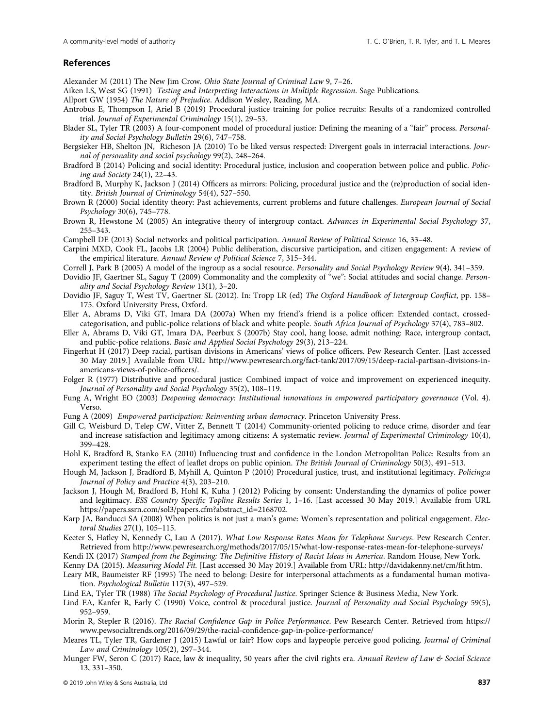## References

Alexander M (2011) The New Jim Crow. *Ohio State Journal of Criminal Law* 9, 7–26.

Aiken LS, West SG (1991) *Testing and Interpreting Interactions in Multiple Regression*. Sage Publications.

Allport GW (1954) *The Nature of Prejudice*. Addison Wesley, Reading, MA.

Antrobus E, Thompson I, Ariel B (2019) Procedural justice training for police recruits: Results of a randomized controlled trial. *Journal of Experimental Criminology* 15(1), 29–53.

Blader SL, Tyler TR (2003) A four-component model of procedural justice: Defining the meaning of a "fair" process. *Personality and Social Psychology Bulletin* 29(6), 747–758.

Bergsieker HB, Shelton JN, Richeson JA (2010) To be liked versus respected: Divergent goals in interracial interactions. *Journal of personality and social psychology* 99(2), 248–264.

Bradford B (2014) Policing and social identity: Procedural justice, inclusion and cooperation between police and public. *Policing and Society* 24(1), 22–43.

Bradford B, Murphy K, Jackson J (2014) Officers as mirrors: Policing, procedural justice and the (re)production of social identity. *British Journal of Criminology* 54(4), 527–550.

Brown R (2000) Social identity theory: Past achievements, current problems and future challenges. *European Journal of Social Psychology* 30(6), 745–778.

Brown R, Hewstone M (2005) An integrative theory of intergroup contact. *Advances in Experimental Social Psychology* 37, 255–343.

Campbell DE (2013) Social networks and political participation. *Annual Review of Political Science* 16, 33–48.

Carpini MXD, Cook FL, Jacobs LR (2004) Public deliberation, discursive participation, and citizen engagement: A review of the empirical literature. *Annual Review of Political Science* 7, 315–344.

Correll J, Park B (2005) A model of the ingroup as a social resource. *Personality and Social Psychology Review* 9(4), 341–359.

Dovidio JF, Gaertner SL, Saguy T (2009) Commonality and the complexity of "we": Social attitudes and social change. *Personality and Social Psychology Review* 13(1), 3–20.

Dovidio JF, Saguy T, West TV, Gaertner SL (2012). In: Tropp LR (ed) *The Oxford Handbook of Intergroup Conflict*, pp. 158–175. Oxford University Press, Oxford.

Eller A, Abrams D, Viki GT, Imara DA (2007a) When my friend's friend is a police officer: Extended contact, crossed-categorisation, and public-police relations of black and white people. *South Africa Journal of Psychology* 37(4), 783–802.

Eller A, Abrams D, Viki GT, Imara DA, Peerbux S (2007b) Stay cool, hang loose, admit nothing: Race, intergroup contact, and public-police relations. *Basic and Applied Social Psychology* 29(3), 213–224.

Fingerhut H (2017) Deep racial, partisan divisions in Americans' views of police officers. Pew Research Center. [Last accessed 30 May 2019.] Available from URL: http://www.pewresearch.org/fact-tank/2017/09/15/deep-racial-partisan-divisions-in-americans-views-of-police-officers/.

Folger R (1977) Distributive and procedural justice: Combined impact of voice and improvement on experienced inequity. *Journal of Personality and Social Psychology* 35(2), 108–119.

Fung A, Wright EO (2003) *Deepening democracy: Institutional innovations in empowered participatory governance* (Vol. 4). Verso.

Fung A (2009) *Empowered participation: Reinventing urban democracy*. Princeton University Press.

Gill C, Weisburd D, Telep CW, Vitter Z, Bennett T (2014) Community-oriented policing to reduce crime, disorder and fear and increase satisfaction and legitimacy among citizens: A systematic review. *Journal of Experimental Criminology* 10(4), 399–428.

Hohl K, Bradford B, Stanko EA (2010) Influencing trust and confidence in the London Metropolitan Police: Results from an experiment testing the effect of leaflet drops on public opinion. *The British Journal of Criminology* 50(3), 491–513.

Hough M, Jackson J, Bradford B, Myhill A, Quinton P (2010) Procedural justice, trust, and institutional legitimacy. *Policing:a Journal of Policy and Practice* 4(3), 203–210.

Jackson J, Hough M, Bradford B, Hohl K, Kuha J (2012) Policing by consent: Understanding the dynamics of police power and legitimacy. *ESS Country Specific Topline Results Series* 1, 1–16. [Last accessed 30 May 2019.] Available from URL https://papers.ssrn.com/sol3/papers.cfm?abstract_id=2168702.

Karp JA, Banducci SA (2008) When politics is not just a man's game: Women's representation and political engagement. *Electoral Studies* 27(1), 105–115.

Keeter S, Hatley N, Kennedy C, Lau A (2017). *What Low Response Rates Mean for Telephone Surveys*. Pew Research Center. Retrieved from http://www.pewresearch.org/methods/2017/05/15/what-low-response-rates-mean-for-telephone-surveys/

Kendi IX (2017) *Stamped from the Beginning: The Definitive History of Racist Ideas in America*. Random House, New York.

Kenny DA (2015). *Measuring Model Fit.* [Last accessed 30 May 2019.] Available from URL: http://davidakenny.net/cm/fit.htm.

Leary MR, Baumeister RF (1995) The need to belong: Desire for interpersonal attachments as a fundamental human motivation. *Psychological Bulletin* 117(3), 497–529.

Lind EA, Tyler TR (1988) *The Social Psychology of Procedural Justice*. Springer Science & Business Media, New York.

Lind EA, Kanfer R, Early C (1990) Voice, control & procedural justice. *Journal of Personality and Social Psychology* 59(5), 952–959.

Morin R, Stepler R (2016). *The Racial Confidence Gap in Police Performance*. Pew Research Center. Retrieved from https://www.pewsocialtrends.org/2016/09/29/the-racial-confidence-gap-in-police-performance/

Meares TL, Tyler TR, Gardener J (2015) Lawful or fair? How cops and laypeople perceive good policing. *Journal of Criminal Law and Criminology* 105(2), 297–344.

Munger FW, Seron C (2017) Race, law & inequality, 50 years after the civil rights era. *Annual Review of Law & Social Science* 13, 331–350.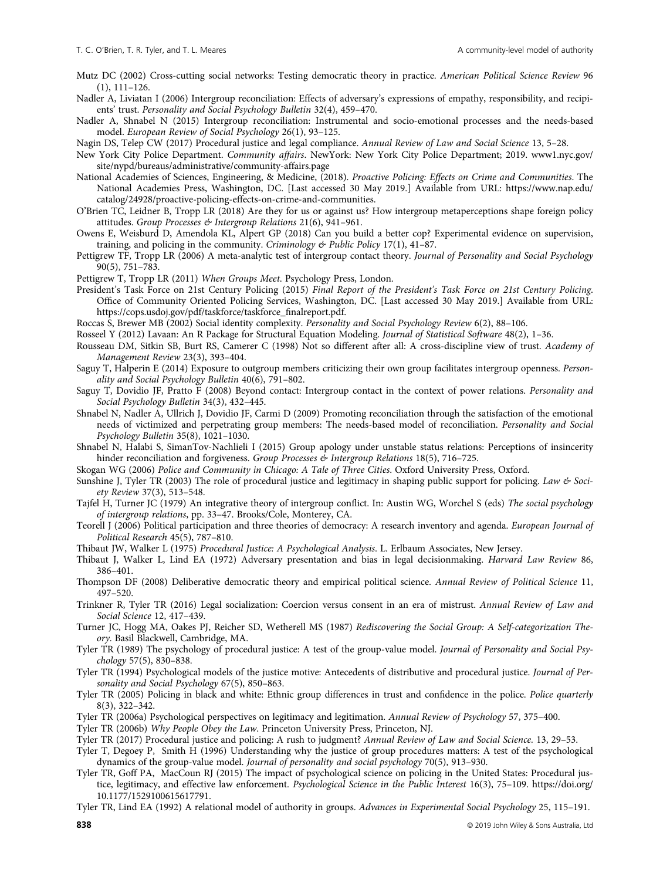Mutz DC (2002) Cross-cutting social networks: Testing democratic theory in practice. *American Political Science Review* 96 (1), 111–126.

Nadler A, Liviatan I (2006) Intergroup reconciliation: Effects of adversary's expressions of empathy, responsibility, and recipients' trust. *Personality and Social Psychology Bulletin* 32(4), 459–470.

Nadler A, Shnabel N (2015) Intergroup reconciliation: Instrumental and socio-emotional processes and the needs-based model. *European Review of Social Psychology* 26(1), 93–125.

Nagin DS, Telep CW (2017) Procedural justice and legal compliance. *Annual Review of Law and Social Science* 13, 5–28.

New York City Police Department. *Community affairs*. NewYork: New York City Police Department; 2019. www1.nyc.gov/site/nypd/bureaus/administrative/community-affairs.page

National Academies of Sciences, Engineering, & Medicine, (2018). *Proactive Policing: Effects on Crime and Communities*. The National Academies Press, Washington, DC. [Last accessed 30 May 2019.] Available from URL: https://www.nap.edu/catalog/24928/proactive-policing-effects-on-crime-and-communities.

O'Brien TC, Leidner B, Tropp LR (2018) Are they for us or against us? How intergroup metaperceptions shape foreign policy attitudes. *Group Processes & Intergroup Relations* 21(6), 941–961.

Owens E, Weisburd D, Amendola KL, Alpert GP (2018) Can you build a better cop? Experimental evidence on supervision, training, and policing in the community. *Criminology & Public Policy* 17(1), 41–87.

Pettigrew TF, Tropp LR (2006) A meta-analytic test of intergroup contact theory. *Journal of Personality and Social Psychology* 90(5), 751–783.

Pettigrew T, Tropp LR (2011) *When Groups Meet*. Psychology Press, London.

President's Task Force on 21st Century Policing (2015) *Final Report of the President's Task Force on 21st Century Policing*. Office of Community Oriented Policing Services, Washington, DC. [Last accessed 30 May 2019.] Available from URL: https://cops.usdoj.gov/pdf/taskforce/taskforce_finalreport.pdf.

Roccas S, Brewer MB (2002) Social identity complexity. *Personality and Social Psychology Review* 6(2), 88–106.

Rosseel Y (2012) Lavaan: An R Package for Structural Equation Modeling. *Journal of Statistical Software* 48(2), 1–36.

Rousseau DM, Sitkin SB, Burt RS, Camerer C (1998) Not so different after all: A cross-discipline view of trust. *Academy of Management Review* 23(3), 393–404.

Saguy T, Halperin E (2014) Exposure to outgroup members criticizing their own group facilitates intergroup openness. *Personality and Social Psychology Bulletin* 40(6), 791–802.

Saguy T, Dovidio JF, Pratto F (2008) Beyond contact: Intergroup contact in the context of power relations. *Personality and Social Psychology Bulletin* 34(3), 432–445.

Shnabel N, Nadler A, Ullrich J, Dovidio JF, Carmi D (2009) Promoting reconciliation through the satisfaction of the emotional needs of victimized and perpetrating group members: The needs-based model of reconciliation. *Personality and Social Psychology Bulletin* 35(8), 1021–1030.

Shnabel N, Halabi S, SimanTov-Nachlieli I (2015) Group apology under unstable status relations: Perceptions of insincerity hinder reconciliation and forgiveness. *Group Processes & Intergroup Relations* 18(5), 716–725.

Skogan WG (2006) *Police and Community in Chicago: A Tale of Three Cities*. Oxford University Press, Oxford.

Sunshine J, Tyler TR (2003) The role of procedural justice and legitimacy in shaping public support for policing. *Law & Society Review* 37(3), 513–548.

Tajfel H, Turner JC (1979) An integrative theory of intergroup conflict. In: Austin WG, Worchel S (eds) *The social psychology of intergroup relations*, pp. 33–47. Brooks/Cole, Monterey, CA.

Teorell J (2006) Political participation and three theories of democracy: A research inventory and agenda. *European Journal of Political Research* 45(5), 787–810.

Thibaut JW, Walker L (1975) *Procedural Justice: A Psychological Analysis*. L. Erlbaum Associates, New Jersey.

Thibaut J, Walker L, Lind EA (1972) Adversary presentation and bias in legal decisionmaking. *Harvard Law Review* 86, 386–401.

Thompson DF (2008) Deliberative democratic theory and empirical political science. *Annual Review of Political Science* 11, 497–520.

Trinkner R, Tyler TR (2016) Legal socialization: Coercion versus consent in an era of mistrust. *Annual Review of Law and Social Science* 12, 417–439.

Turner JC, Hogg MA, Oakes PJ, Reicher SD, Wetherell MS (1987) *Rediscovering the Social Group: A Self-categorization Theory*. Basil Blackwell, Cambridge, MA.

Tyler TR (1989) The psychology of procedural justice: A test of the group-value model. *Journal of Personality and Social Psychology* 57(5), 830–838.

Tyler TR (1994) Psychological models of the justice motive: Antecedents of distributive and procedural justice. *Journal of Personality and Social Psychology* 67(5), 850–863.

Tyler TR (2005) Policing in black and white: Ethnic group differences in trust and confidence in the police. *Police quarterly* 8(3), 322–342.

Tyler TR (2006a) Psychological perspectives on legitimacy and legitimation. *Annual Review of Psychology* 57, 375–400.

Tyler TR (2006b) *Why People Obey the Law*. Princeton University Press, Princeton, NJ.

Tyler TR (2017) Procedural justice and policing: A rush to judgment? *Annual Review of Law and Social Science*. 13, 29–53.

Tyler T, Degoey P, Smith H (1996) Understanding why the justice of group procedures matters: A test of the psychological dynamics of the group-value model. *Journal of personality and social psychology* 70(5), 913–930.

Tyler TR, Goff PA, MacCoun RJ (2015) The impact of psychological science on policing in the United States: Procedural justice, legitimacy, and effective law enforcement. *Psychological Science in the Public Interest* 16(3), 75–109. https://doi.org/10.1177/1529100615617791.

Tyler TR, Lind EA (1992) A relational model of authority in groups. *Advances in Experimental Social Psychology* 25, 115–191.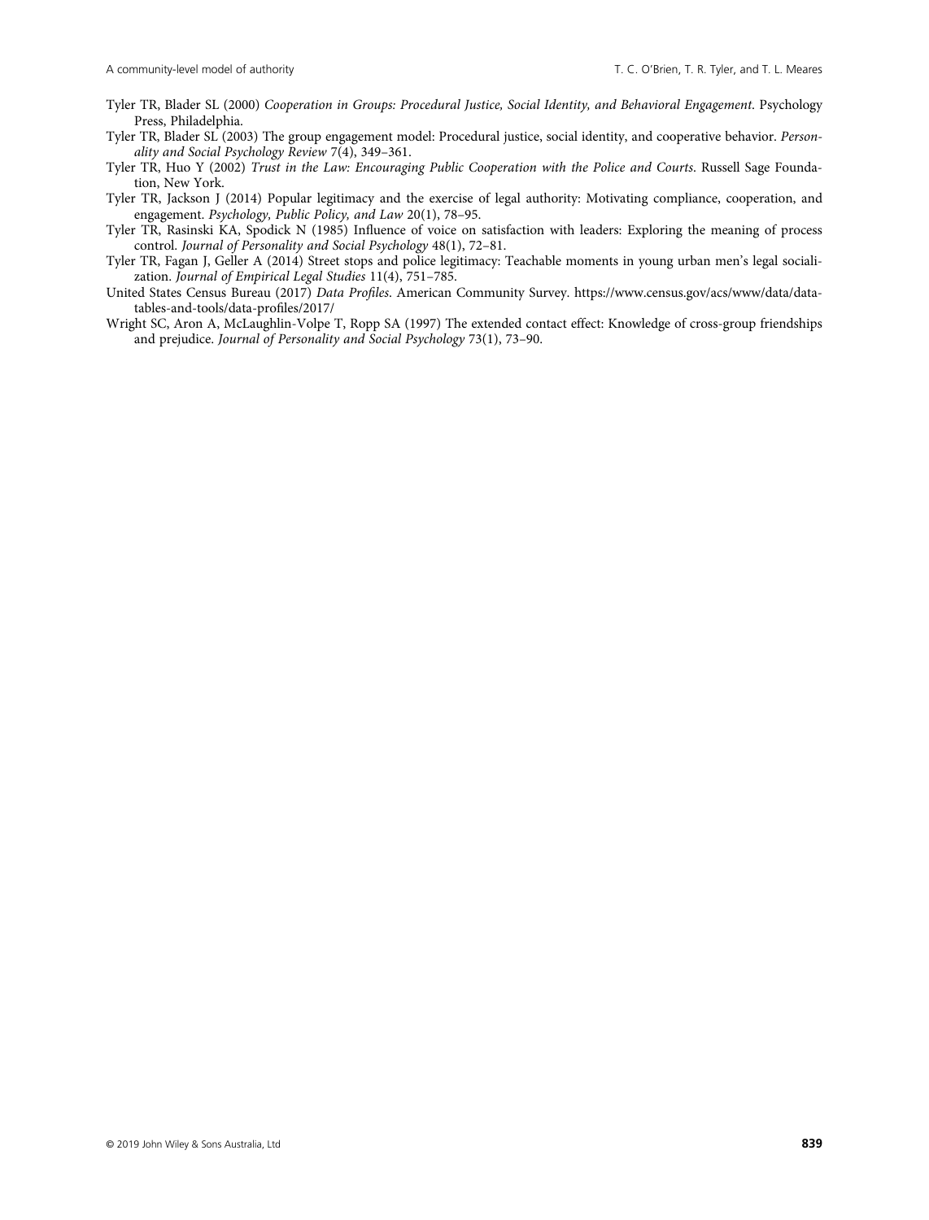Tyler TR, Blader SL (2000) *Cooperation in Groups: Procedural Justice, Social Identity, and Behavioral Engagement*. Psychology Press, Philadelphia.

Tyler TR, Blader SL (2003) The group engagement model: Procedural justice, social identity, and cooperative behavior. *Personality and Social Psychology Review* 7(4), 349–361.

Tyler TR, Huo Y (2002) *Trust in the Law: Encouraging Public Cooperation with the Police and Courts*. Russell Sage Foundation, New York.

Tyler TR, Jackson J (2014) Popular legitimacy and the exercise of legal authority: Motivating compliance, cooperation, and engagement. *Psychology, Public Policy, and Law* 20(1), 78–95.

Tyler TR, Rasinski KA, Spodick N (1985) Influence of voice on satisfaction with leaders: Exploring the meaning of process control. *Journal of Personality and Social Psychology* 48(1), 72–81.

Tyler TR, Fagan J, Geller A (2014) Street stops and police legitimacy: Teachable moments in young urban men's legal socialization. *Journal of Empirical Legal Studies* 11(4), 751–785.

United States Census Bureau (2017) *Data Profiles*. American Community Survey. https://www.census.gov/acs/www/data/data-tables-and-tools/data-profiles/2017/

Wright SC, Aron A, McLaughlin-Volpe T, Ropp SA (1997) The extended contact effect: Knowledge of cross-group friendships and prejudice. *Journal of Personality and Social Psychology* 73(1), 73–90.